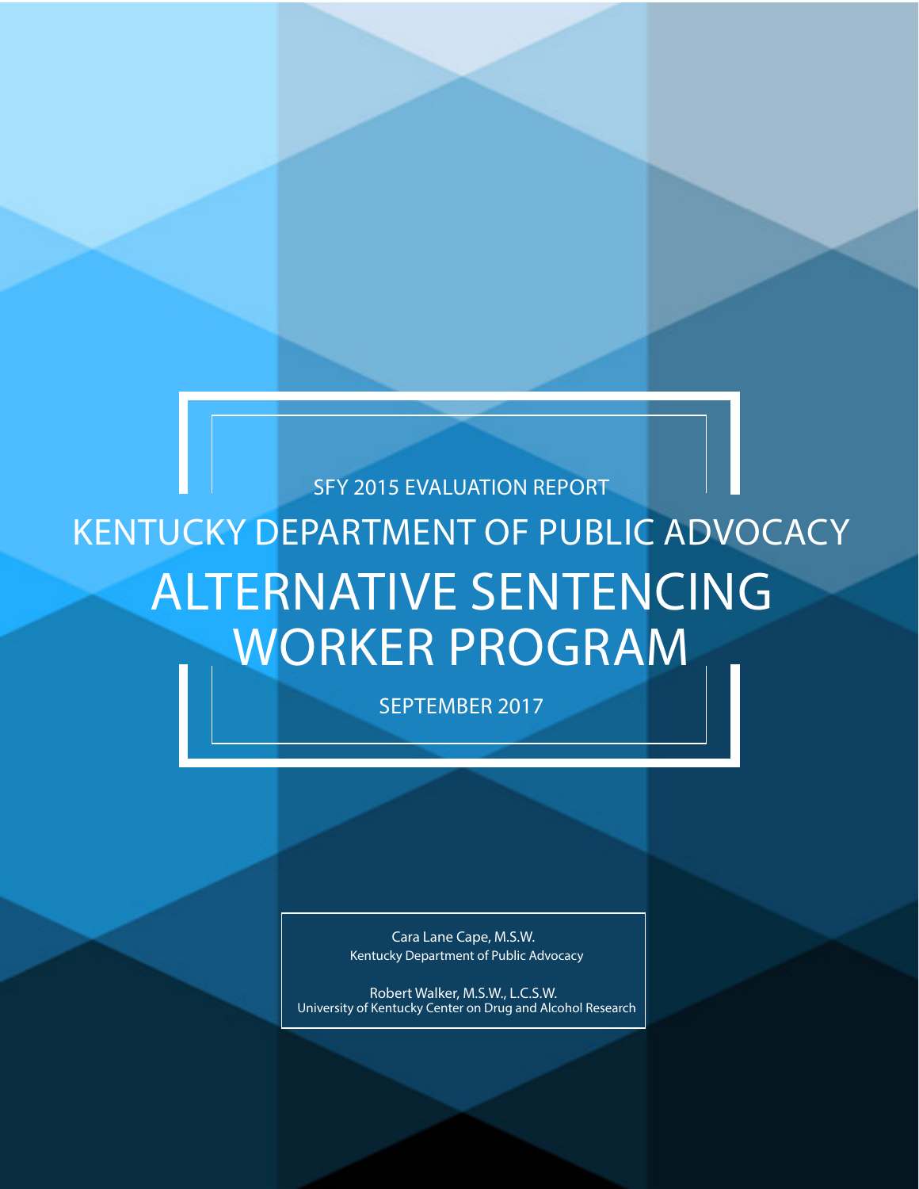SFY 2015 EVALUATION REPORT

# KENTUCKY DEPARTMENT OF PUBLIC ADVOCACY

# ALTERNATIVE SENTENCING WORKER PROGRAM

SEPTEMBER 2017

Cara Lane Cape, M.S.W.
Kentucky Department of Public Advocacy

Robert Walker, M.S.W., L.C.S.W.
University of Kentucky Center on Drug and Alcohol Research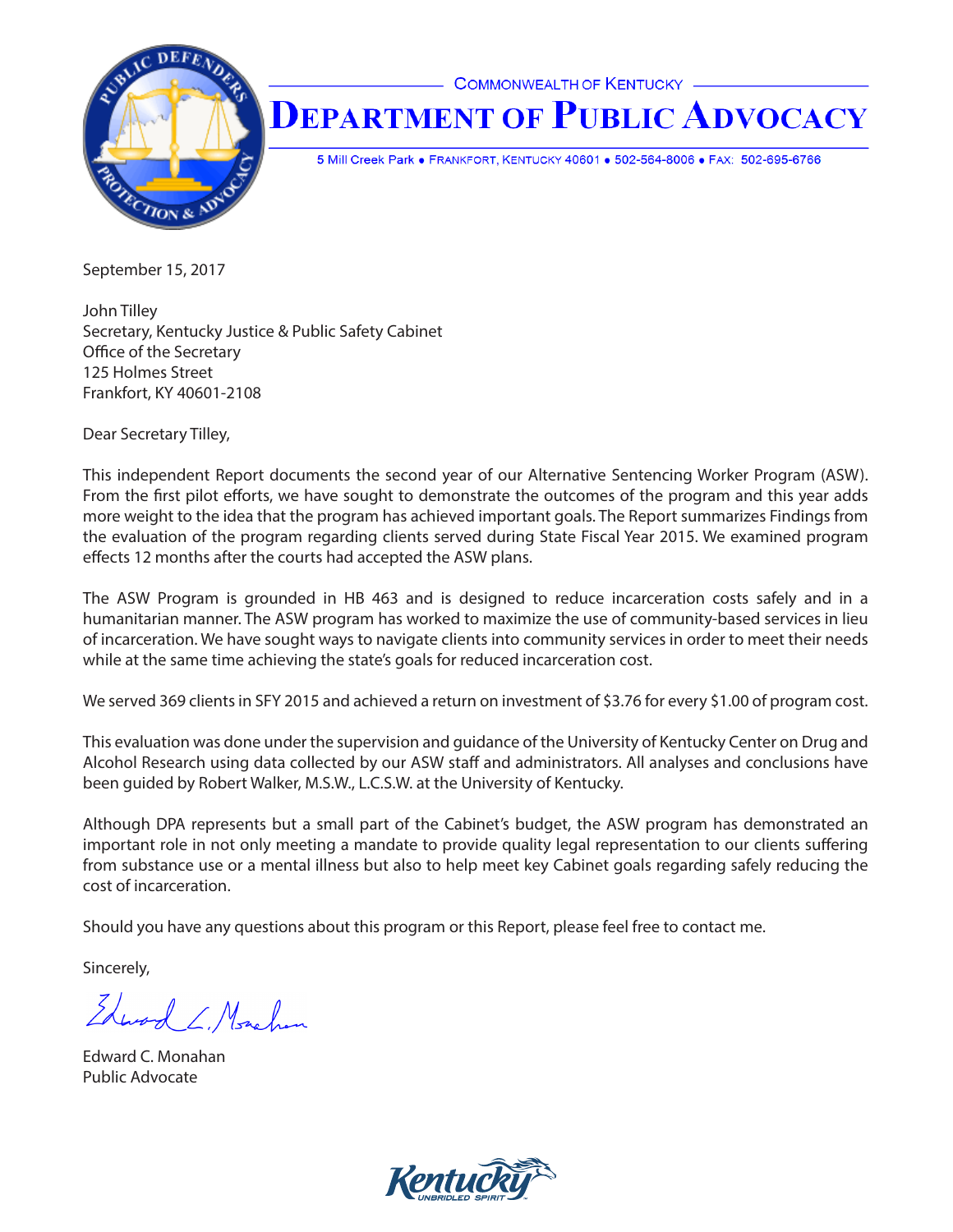COMMONWEALTH OF KENTUCKY

# DEPARTMENT OF PUBLIC ADVOCACY

5 Mill Creek Park ● FRANKFORT, KENTUCKY 40601 ● 502-564-8006 ● FAX: 502-695-6766

September 15, 2017

John Tilley
Secretary, Kentucky Justice & Public Safety Cabinet
Office of the Secretary
125 Holmes Street
Frankfort, KY 40601-2108

Dear Secretary Tilley,

This independent Report documents the second year of our Alternative Sentencing Worker Program (ASW). From the first pilot efforts, we have sought to demonstrate the outcomes of the program and this year adds more weight to the idea that the program has achieved important goals. The Report summarizes Findings from the evaluation of the program regarding clients served during State Fiscal Year 2015. We examined program effects 12 months after the courts had accepted the ASW plans.

The ASW Program is grounded in HB 463 and is designed to reduce incarceration costs safely and in a humanitarian manner. The ASW program has worked to maximize the use of community-based services in lieu of incarceration. We have sought ways to navigate clients into community services in order to meet their needs while at the same time achieving the state's goals for reduced incarceration cost.

We served 369 clients in SFY 2015 and achieved a return on investment of $3.76 for every $1.00 of program cost.

This evaluation was done under the supervision and guidance of the University of Kentucky Center on Drug and Alcohol Research using data collected by our ASW staff and administrators. All analyses and conclusions have been guided by Robert Walker, M.S.W., L.C.S.W. at the University of Kentucky.

Although DPA represents but a small part of the Cabinet's budget, the ASW program has demonstrated an important role in not only meeting a mandate to provide quality legal representation to our clients suffering from substance use or a mental illness but also to help meet key Cabinet goals regarding safely reducing the cost of incarceration.

Should you have any questions about this program or this Report, please feel free to contact me.

Sincerely,

Edward C. Monahan
Public Advocate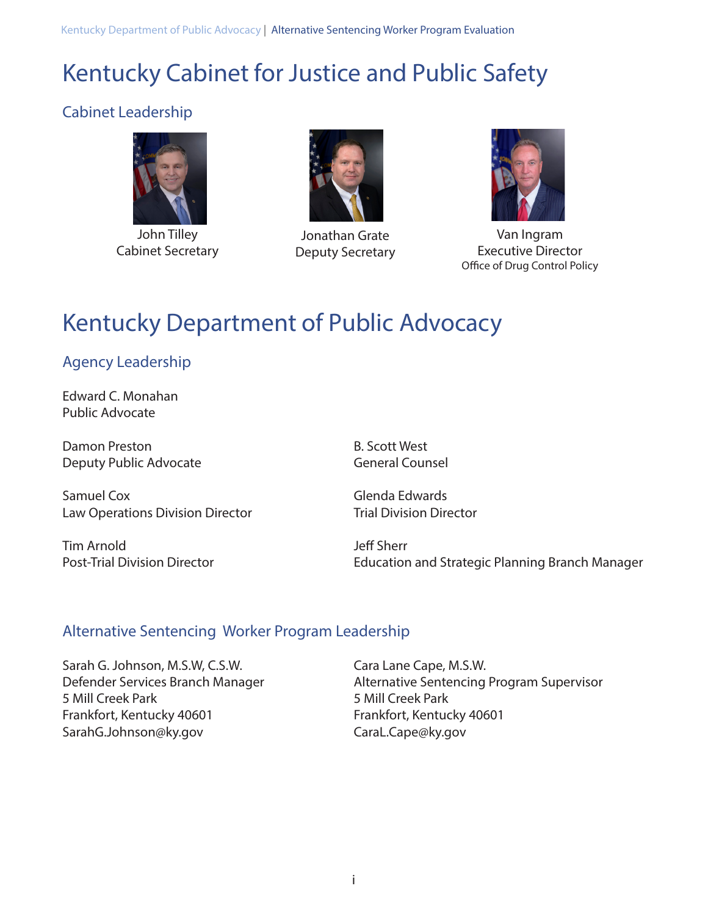# Kentucky Cabinet for Justice and Public Safety

## Cabinet Leadership

John Tilley
Cabinet Secretary

Jonathan Grate
Deputy Secretary

Van Ingram
Executive Director
Office of Drug Control Policy

# Kentucky Department of Public Advocacy

## Agency Leadership

Edward C. Monahan
Public Advocate

Damon Preston
Deputy Public Advocate

B. Scott West
General Counsel

Samuel Cox
Law Operations Division Director

Glenda Edwards
Trial Division Director

Tim Arnold
Post-Trial Division Director

Jeff Sherr
Education and Strategic Planning Branch Manager

## Alternative Sentencing Worker Program Leadership

Sarah G. Johnson, M.S.W, C.S.W.
Defender Services Branch Manager
5 Mill Creek Park
Frankfort, Kentucky 40601
SarahG.Johnson@ky.gov

Cara Lane Cape, M.S.W.
Alternative Sentencing Program Supervisor
5 Mill Creek Park
Frankfort, Kentucky 40601
CaraL.Cape@ky.gov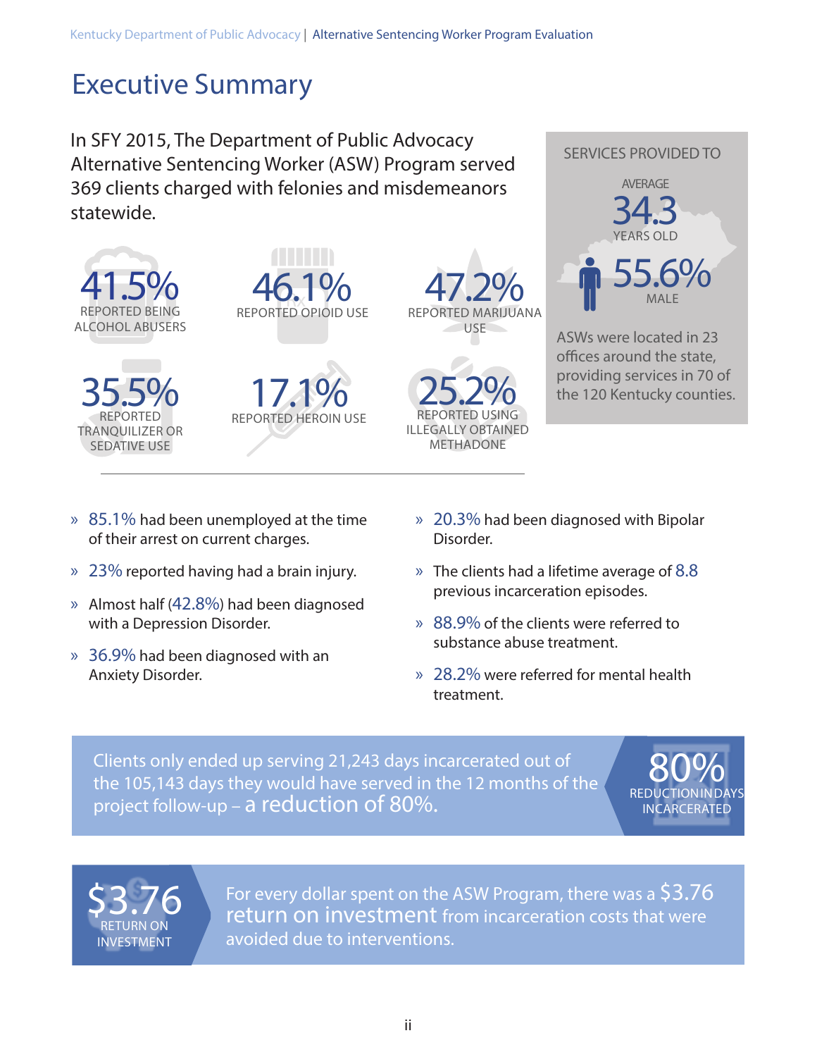# Executive Summary

In SFY 2015, The Department of Public Advocacy Alternative Sentencing Worker (ASW) Program served 369 clients charged with felonies and misdemeanors statewide.

**41.5%** REPORTED BEING ALCOHOL ABUSERS

**46.1%** REPORTED OPIOID USE

**47.2%** REPORTED MARIJUANA USE

**35.5%** REPORTED TRANQUILIZER OR SEDATIVE USE

**17.1%** REPORTED HEROIN USE

**25.2%** REPORTED USING ILLEGALLY OBTAINED METHADONE

SERVICES PROVIDED TO

AVERAGE **34.3** YEARS OLD

**55.6%** MALE

ASWs were located in 23 offices around the state, providing services in 70 of the 120 Kentucky counties.

- 85.1% had been unemployed at the time of their arrest on current charges.
- 23% reported having had a brain injury.
- Almost half (42.8%) had been diagnosed with a Depression Disorder.
- 36.9% had been diagnosed with an Anxiety Disorder.
- 20.3% had been diagnosed with Bipolar Disorder.
- The clients had a lifetime average of 8.8 previous incarceration episodes.
- 88.9% of the clients were referred to substance abuse treatment.
- 28.2% were referred for mental health treatment.

Clients only ended up serving 21,243 days incarcerated out of the 105,143 days they would have served in the 12 months of the project follow-up – a reduction of 80%.

**80%** REDUCTION IN DAYS INCARCERATED

**$3.76** RETURN ON INVESTMENT

For every dollar spent on the ASW Program, there was a $3.76 return on investment from incarceration costs that were avoided due to interventions.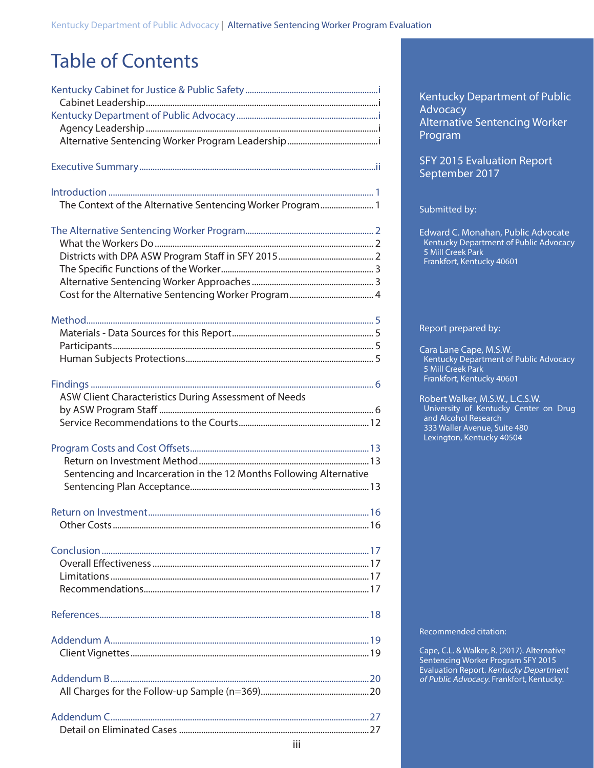# Table of Contents

Kentucky Cabinet for Justice & Public Safety ..... i
- Cabinet Leadership ..... i

Kentucky Department of Public Advocacy ..... i
- Agency Leadership ..... i
- Alternative Sentencing Worker Program Leadership ..... i

Executive Summary ..... ii

Introduction ..... 1
- The Context of the Alternative Sentencing Worker Program ..... 1

The Alternative Sentencing Worker Program ..... 2
- What the Workers Do ..... 2
- Districts with DPA ASW Program Staff in SFY 2015 ..... 2
- The Specific Functions of the Worker ..... 3
- Alternative Sentencing Worker Approaches ..... 3
- Cost for the Alternative Sentencing Worker Program ..... 4

Method ..... 5
- Materials - Data Sources for this Report ..... 5
- Participants ..... 5
- Human Subjects Protections ..... 5

Findings ..... 6
- ASW Client Characteristics During Assessment of Needs by ASW Program Staff ..... 6
- Service Recommendations to the Courts ..... 12

Program Costs and Cost Offsets ..... 13
- Return on Investment Method ..... 13
- Sentencing and Incarceration in the 12 Months Following Alternative Sentencing Plan Acceptance ..... 13

Return on Investment ..... 16
- Other Costs ..... 16

Conclusion ..... 17
- Overall Effectiveness ..... 17
- Limitations ..... 17
- Recommendations ..... 17

References ..... 18

Addendum A ..... 19
- Client Vignettes ..... 19

Addendum B ..... 20
- All Charges for the Follow-up Sample (n=369) ..... 20

Addendum C ..... 27
- Detail on Eliminated Cases ..... 27

Kentucky Department of Public Advocacy
Alternative Sentencing Worker Program

SFY 2015 Evaluation Report
September 2017

Submitted by:

Edward C. Monahan, Public Advocate
Kentucky Department of Public Advocacy
5 Mill Creek Park
Frankfort, Kentucky 40601

Report prepared by:

Cara Lane Cape, M.S.W.
Kentucky Department of Public Advocacy
5 Mill Creek Park
Frankfort, Kentucky 40601

Robert Walker, M.S.W., L.C.S.W.
University of Kentucky Center on Drug and Alcohol Research
333 Waller Avenue, Suite 480
Lexington, Kentucky 40504

Recommended citation:

Cape, C.L. & Walker, R. (2017). Alternative Sentencing Worker Program SFY 2015 Evaluation Report. *Kentucky Department of Public Advocacy*. Frankfort, Kentucky.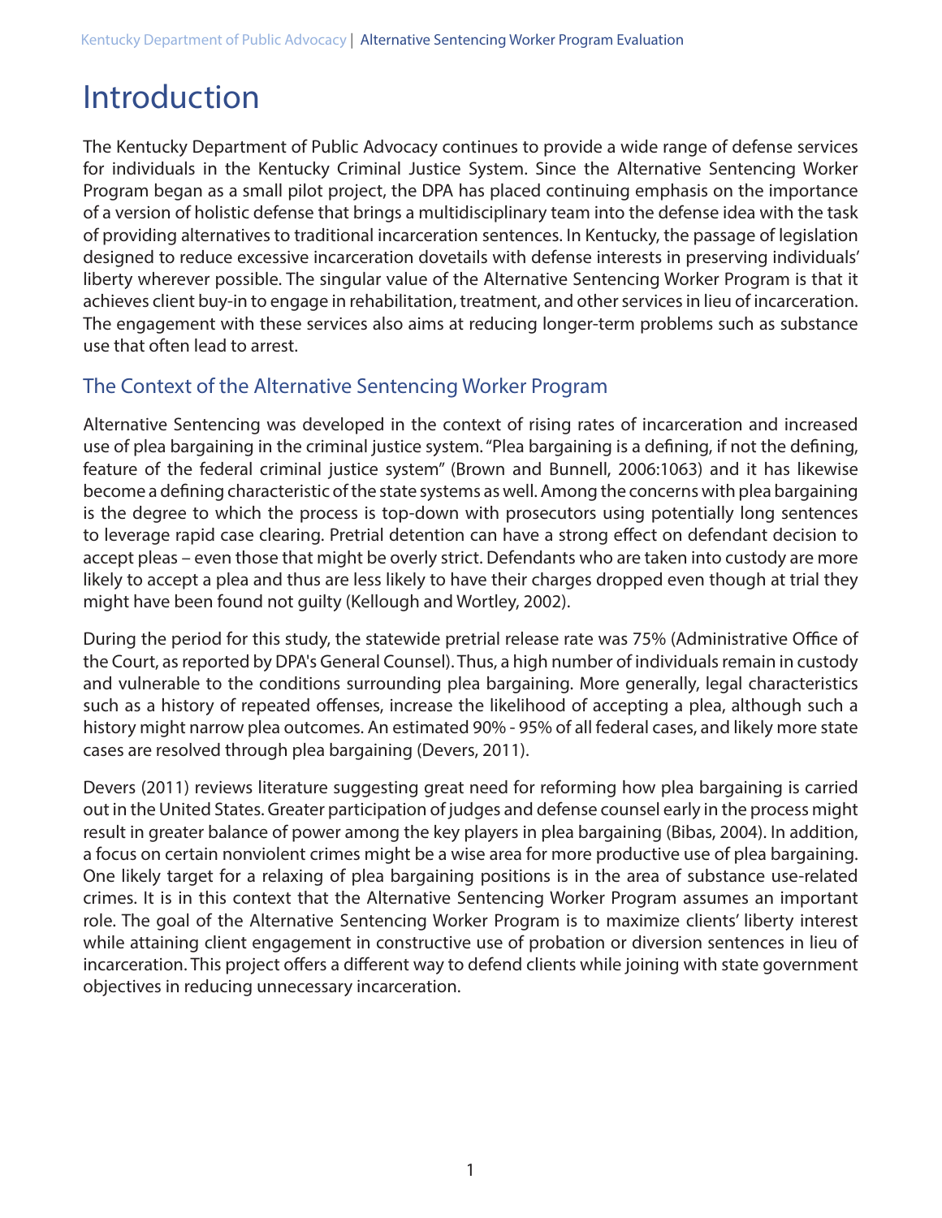# Introduction

The Kentucky Department of Public Advocacy continues to provide a wide range of defense services for individuals in the Kentucky Criminal Justice System. Since the Alternative Sentencing Worker Program began as a small pilot project, the DPA has placed continuing emphasis on the importance of a version of holistic defense that brings a multidisciplinary team into the defense idea with the task of providing alternatives to traditional incarceration sentences. In Kentucky, the passage of legislation designed to reduce excessive incarceration dovetails with defense interests in preserving individuals' liberty wherever possible. The singular value of the Alternative Sentencing Worker Program is that it achieves client buy-in to engage in rehabilitation, treatment, and other services in lieu of incarceration. The engagement with these services also aims at reducing longer-term problems such as substance use that often lead to arrest.

## The Context of the Alternative Sentencing Worker Program

Alternative Sentencing was developed in the context of rising rates of incarceration and increased use of plea bargaining in the criminal justice system. "Plea bargaining is a defining, if not the defining, feature of the federal criminal justice system" (Brown and Bunnell, 2006:1063) and it has likewise become a defining characteristic of the state systems as well. Among the concerns with plea bargaining is the degree to which the process is top-down with prosecutors using potentially long sentences to leverage rapid case clearing. Pretrial detention can have a strong effect on defendant decision to accept pleas – even those that might be overly strict. Defendants who are taken into custody are more likely to accept a plea and thus are less likely to have their charges dropped even though at trial they might have been found not guilty (Kellough and Wortley, 2002).

During the period for this study, the statewide pretrial release rate was 75% (Administrative Office of the Court, as reported by DPA's General Counsel). Thus, a high number of individuals remain in custody and vulnerable to the conditions surrounding plea bargaining. More generally, legal characteristics such as a history of repeated offenses, increase the likelihood of accepting a plea, although such a history might narrow plea outcomes. An estimated 90% - 95% of all federal cases, and likely more state cases are resolved through plea bargaining (Devers, 2011).

Devers (2011) reviews literature suggesting great need for reforming how plea bargaining is carried out in the United States. Greater participation of judges and defense counsel early in the process might result in greater balance of power among the key players in plea bargaining (Bibas, 2004). In addition, a focus on certain nonviolent crimes might be a wise area for more productive use of plea bargaining. One likely target for a relaxing of plea bargaining positions is in the area of substance use-related crimes. It is in this context that the Alternative Sentencing Worker Program assumes an important role. The goal of the Alternative Sentencing Worker Program is to maximize clients' liberty interest while attaining client engagement in constructive use of probation or diversion sentences in lieu of incarceration. This project offers a different way to defend clients while joining with state government objectives in reducing unnecessary incarceration.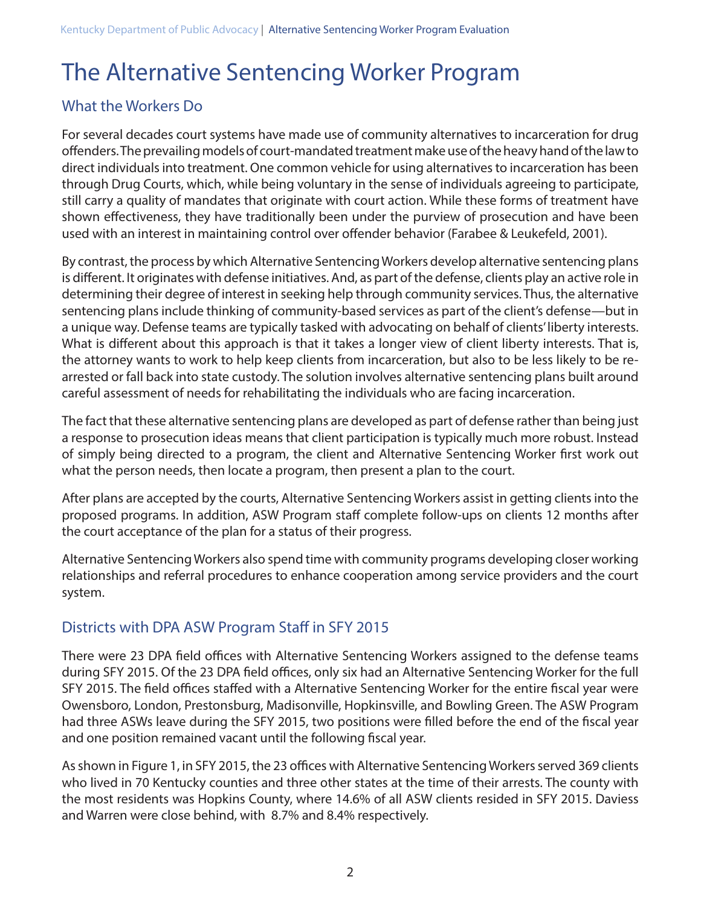# The Alternative Sentencing Worker Program

## What the Workers Do

For several decades court systems have made use of community alternatives to incarceration for drug offenders. The prevailing models of court-mandated treatment make use of the heavy hand of the law to direct individuals into treatment. One common vehicle for using alternatives to incarceration has been through Drug Courts, which, while being voluntary in the sense of individuals agreeing to participate, still carry a quality of mandates that originate with court action. While these forms of treatment have shown effectiveness, they have traditionally been under the purview of prosecution and have been used with an interest in maintaining control over offender behavior (Farabee & Leukefeld, 2001).

By contrast, the process by which Alternative Sentencing Workers develop alternative sentencing plans is different. It originates with defense initiatives. And, as part of the defense, clients play an active role in determining their degree of interest in seeking help through community services. Thus, the alternative sentencing plans include thinking of community-based services as part of the client's defense—but in a unique way. Defense teams are typically tasked with advocating on behalf of clients' liberty interests. What is different about this approach is that it takes a longer view of client liberty interests. That is, the attorney wants to work to help keep clients from incarceration, but also to be less likely to be re-arrested or fall back into state custody. The solution involves alternative sentencing plans built around careful assessment of needs for rehabilitating the individuals who are facing incarceration.

The fact that these alternative sentencing plans are developed as part of defense rather than being just a response to prosecution ideas means that client participation is typically much more robust. Instead of simply being directed to a program, the client and Alternative Sentencing Worker first work out what the person needs, then locate a program, then present a plan to the court.

After plans are accepted by the courts, Alternative Sentencing Workers assist in getting clients into the proposed programs. In addition, ASW Program staff complete follow-ups on clients 12 months after the court acceptance of the plan for a status of their progress.

Alternative Sentencing Workers also spend time with community programs developing closer working relationships and referral procedures to enhance cooperation among service providers and the court system.

## Districts with DPA ASW Program Staff in SFY 2015

There were 23 DPA field offices with Alternative Sentencing Workers assigned to the defense teams during SFY 2015. Of the 23 DPA field offices, only six had an Alternative Sentencing Worker for the full SFY 2015. The field offices staffed with a Alternative Sentencing Worker for the entire fiscal year were Owensboro, London, Prestonsburg, Madisonville, Hopkinsville, and Bowling Green. The ASW Program had three ASWs leave during the SFY 2015, two positions were filled before the end of the fiscal year and one position remained vacant until the following fiscal year.

As shown in Figure 1, in SFY 2015, the 23 offices with Alternative Sentencing Workers served 369 clients who lived in 70 Kentucky counties and three other states at the time of their arrests. The county with the most residents was Hopkins County, where 14.6% of all ASW clients resided in SFY 2015. Daviess and Warren were close behind, with 8.7% and 8.4% respectively.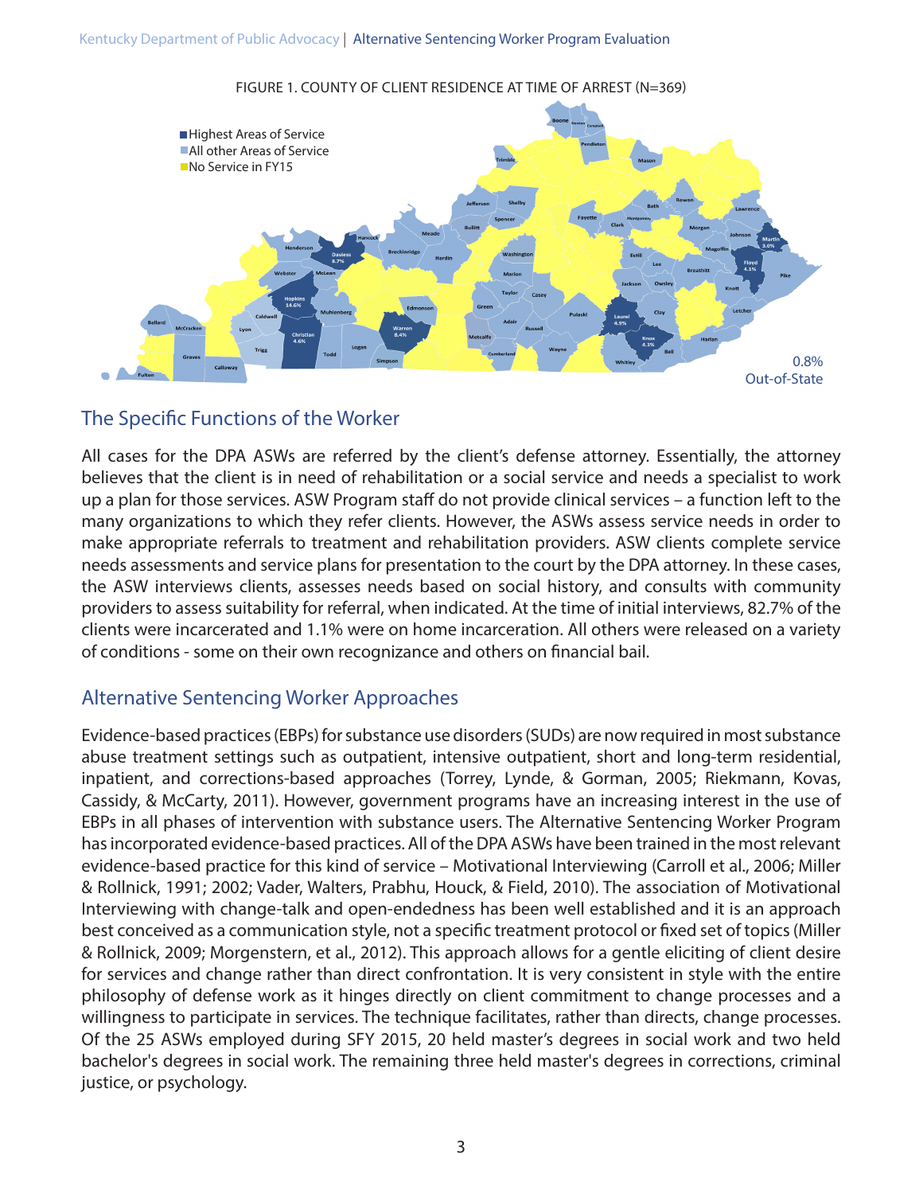FIGURE 1. COUNTY OF CLIENT RESIDENCE AT TIME OF ARREST (N=369)

## The Specific Functions of the Worker

All cases for the DPA ASWs are referred by the client's defense attorney. Essentially, the attorney believes that the client is in need of rehabilitation or a social service and needs a specialist to work up a plan for those services. ASW Program staff do not provide clinical services – a function left to the many organizations to which they refer clients. However, the ASWs assess service needs in order to make appropriate referrals to treatment and rehabilitation providers. ASW clients complete service needs assessments and service plans for presentation to the court by the DPA attorney. In these cases, the ASW interviews clients, assesses needs based on social history, and consults with community providers to assess suitability for referral, when indicated. At the time of initial interviews, 82.7% of the clients were incarcerated and 1.1% were on home incarceration. All others were released on a variety of conditions - some on their own recognizance and others on financial bail.

## Alternative Sentencing Worker Approaches

Evidence-based practices (EBPs) for substance use disorders (SUDs) are now required in most substance abuse treatment settings such as outpatient, intensive outpatient, short and long-term residential, inpatient, and corrections-based approaches (Torrey, Lynde, & Gorman, 2005; Riekmann, Kovas, Cassidy, & McCarty, 2011). However, government programs have an increasing interest in the use of EBPs in all phases of intervention with substance users. The Alternative Sentencing Worker Program has incorporated evidence-based practices. All of the DPA ASWs have been trained in the most relevant evidence-based practice for this kind of service – Motivational Interviewing (Carroll et al., 2006; Miller & Rollnick, 1991; 2002; Vader, Walters, Prabhu, Houck, & Field, 2010). The association of Motivational Interviewing with change-talk and open-endedness has been well established and it is an approach best conceived as a communication style, not a specific treatment protocol or fixed set of topics (Miller & Rollnick, 2009; Morgenstern, et al., 2012). This approach allows for a gentle eliciting of client desire for services and change rather than direct confrontation. It is very consistent in style with the entire philosophy of defense work as it hinges directly on client commitment to change processes and a willingness to participate in services. The technique facilitates, rather than directs, change processes. Of the 25 ASWs employed during SFY 2015, 20 held master's degrees in social work and two held bachelor's degrees in social work. The remaining three held master's degrees in corrections, criminal justice, or psychology.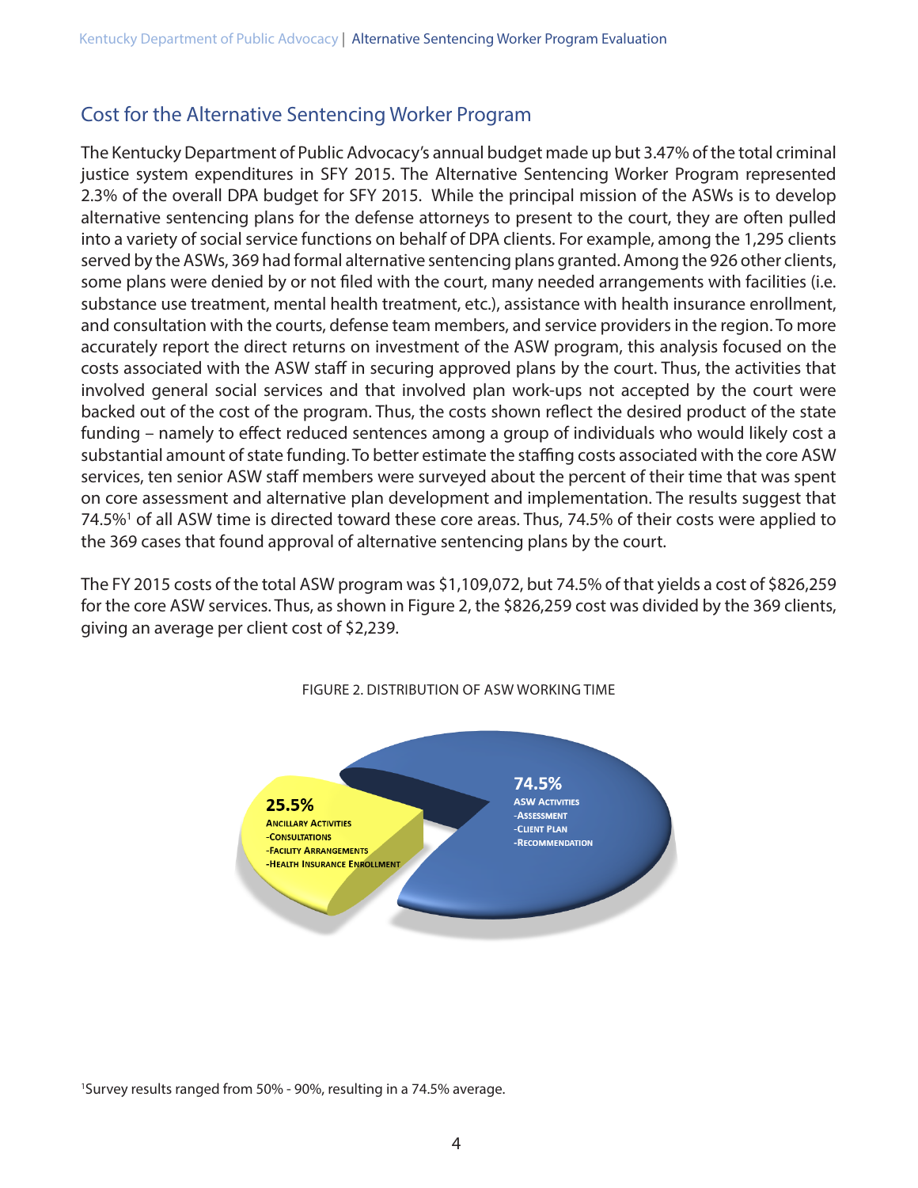## Cost for the Alternative Sentencing Worker Program

The Kentucky Department of Public Advocacy's annual budget made up but 3.47% of the total criminal justice system expenditures in SFY 2015. The Alternative Sentencing Worker Program represented 2.3% of the overall DPA budget for SFY 2015. While the principal mission of the ASWs is to develop alternative sentencing plans for the defense attorneys to present to the court, they are often pulled into a variety of social service functions on behalf of DPA clients. For example, among the 1,295 clients served by the ASWs, 369 had formal alternative sentencing plans granted. Among the 926 other clients, some plans were denied by or not filed with the court, many needed arrangements with facilities (i.e. substance use treatment, mental health treatment, etc.), assistance with health insurance enrollment, and consultation with the courts, defense team members, and service providers in the region. To more accurately report the direct returns on investment of the ASW program, this analysis focused on the costs associated with the ASW staff in securing approved plans by the court. Thus, the activities that involved general social services and that involved plan work-ups not accepted by the court were backed out of the cost of the program. Thus, the costs shown reflect the desired product of the state funding – namely to effect reduced sentences among a group of individuals who would likely cost a substantial amount of state funding. To better estimate the staffing costs associated with the core ASW services, ten senior ASW staff members were surveyed about the percent of their time that was spent on core assessment and alternative plan development and implementation. The results suggest that 74.5%[1] of all ASW time is directed toward these core areas. Thus, 74.5% of their costs were applied to the 369 cases that found approval of alternative sentencing plans by the court.

The FY 2015 costs of the total ASW program was $1,109,072, but 74.5% of that yields a cost of $826,259 for the core ASW services. Thus, as shown in Figure 2, the $826,259 cost was divided by the 369 clients, giving an average per client cost of $2,239.

FIGURE 2. DISTRIBUTION OF ASW WORKING TIME

**25.5%**
ANCILLARY ACTIVITIES
-CONSULTATIONS
-FACILITY ARRANGEMENTS
-HEALTH INSURANCE ENROLLMENT

**74.5%**
ASW ACTIVITIES
-ASSESSMENT
-CLIENT PLAN
-RECOMMENDATION

[1]Survey results ranged from 50% - 90%, resulting in a 74.5% average.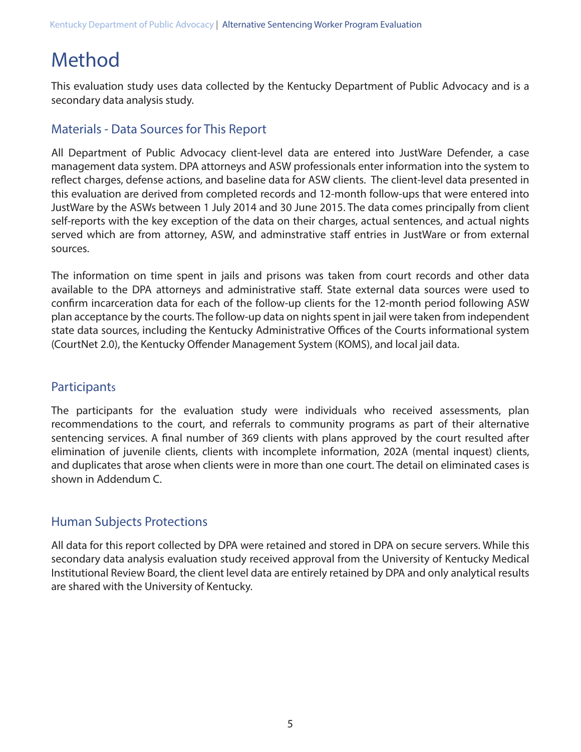# Method

This evaluation study uses data collected by the Kentucky Department of Public Advocacy and is a secondary data analysis study.

## Materials - Data Sources for This Report

All Department of Public Advocacy client-level data are entered into JustWare Defender, a case management data system. DPA attorneys and ASW professionals enter information into the system to reflect charges, defense actions, and baseline data for ASW clients. The client-level data presented in this evaluation are derived from completed records and 12-month follow-ups that were entered into JustWare by the ASWs between 1 July 2014 and 30 June 2015. The data comes principally from client self-reports with the key exception of the data on their charges, actual sentences, and actual nights served which are from attorney, ASW, and adminstrative staff entries in JustWare or from external sources.

The information on time spent in jails and prisons was taken from court records and other data available to the DPA attorneys and administrative staff. State external data sources were used to confirm incarceration data for each of the follow-up clients for the 12-month period following ASW plan acceptance by the courts. The follow-up data on nights spent in jail were taken from independent state data sources, including the Kentucky Administrative Offices of the Courts informational system (CourtNet 2.0), the Kentucky Offender Management System (KOMS), and local jail data.

## Participants

The participants for the evaluation study were individuals who received assessments, plan recommendations to the court, and referrals to community programs as part of their alternative sentencing services. A final number of 369 clients with plans approved by the court resulted after elimination of juvenile clients, clients with incomplete information, 202A (mental inquest) clients, and duplicates that arose when clients were in more than one court. The detail on eliminated cases is shown in Addendum C.

## Human Subjects Protections

All data for this report collected by DPA were retained and stored in DPA on secure servers. While this secondary data analysis evaluation study received approval from the University of Kentucky Medical Institutional Review Board, the client level data are entirely retained by DPA and only analytical results are shared with the University of Kentucky.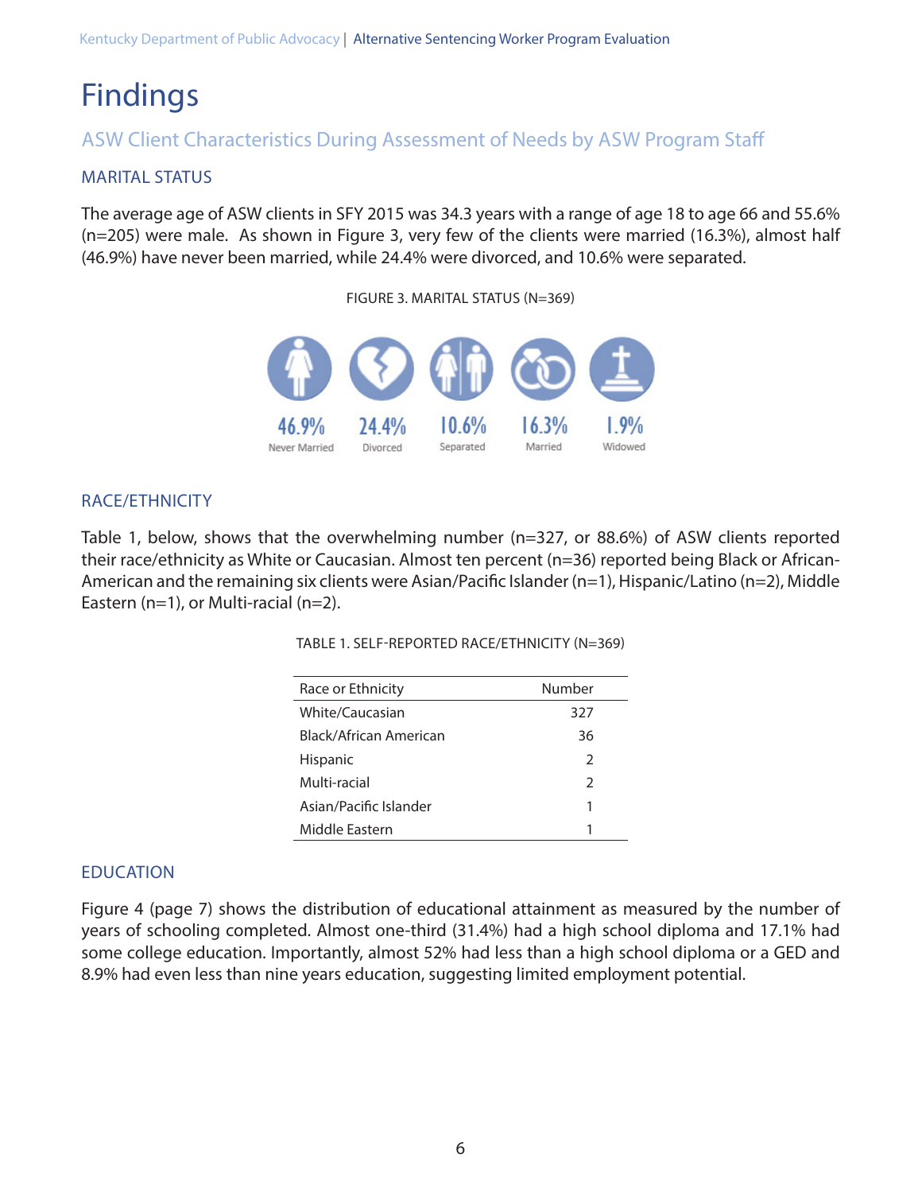# Findings

## ASW Client Characteristics During Assessment of Needs by ASW Program Staff

### MARITAL STATUS

The average age of ASW clients in SFY 2015 was 34.3 years with a range of age 18 to age 66 and 55.6% (n=205) were male. As shown in Figure 3, very few of the clients were married (16.3%), almost half (46.9%) have never been married, while 24.4% were divorced, and 10.6% were separated.

FIGURE 3. MARITAL STATUS (N=369)

46.9% Never Married

24.4% Divorced

10.6% Separated

16.3% Married

1.9% Widowed

### RACE/ETHNICITY

Table 1, below, shows that the overwhelming number (n=327, or 88.6%) of ASW clients reported their race/ethnicity as White or Caucasian. Almost ten percent (n=36) reported being Black or African-American and the remaining six clients were Asian/Pacific Islander (n=1), Hispanic/Latino (n=2), Middle Eastern (n=1), or Multi-racial (n=2).

TABLE 1. SELF-REPORTED RACE/ETHNICITY (N=369)

| Race or Ethnicity | Number |
|---|---|
| White/Caucasian | 327 |
| Black/African American | 36 |
| Hispanic | 2 |
| Multi-racial | 2 |
| Asian/Pacific Islander | 1 |
| Middle Eastern | 1 |

### EDUCATION

Figure 4 (page 7) shows the distribution of educational attainment as measured by the number of years of schooling completed. Almost one-third (31.4%) had a high school diploma and 17.1% had some college education. Importantly, almost 52% had less than a high school diploma or a GED and 8.9% had even less than nine years education, suggesting limited employment potential.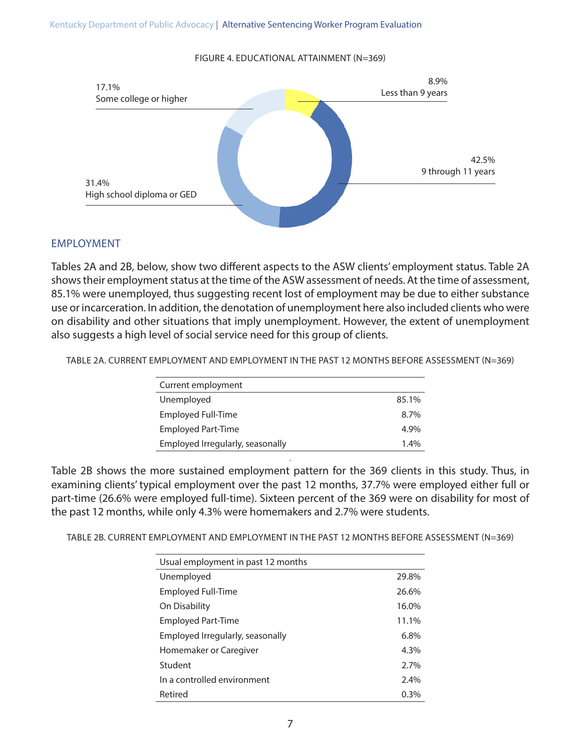FIGURE 4. EDUCATIONAL ATTAINMENT (N=369)

| Educational attainment | Percent |
|---|---|
| Less than 9 years | 8.9% |
| 9 through 11 years | 42.5% |
| High school diploma or GED | 31.4% |
| Some college or higher | 17.1% |

## EMPLOYMENT

Tables 2A and 2B, below, show two different aspects to the ASW clients' employment status. Table 2A shows their employment status at the time of the ASW assessment of needs. At the time of assessment, 85.1% were unemployed, thus suggesting recent lost of employment may be due to either substance use or incarceration. In addition, the denotation of unemployment here also included clients who were on disability and other situations that imply unemployment. However, the extent of unemployment also suggests a high level of social service need for this group of clients.

TABLE 2A. CURRENT EMPLOYMENT AND EMPLOYMENT IN THE PAST 12 MONTHS BEFORE ASSESSMENT (N=369)

| Current employment | |
|---|---|
| Unemployed | 85.1% |
| Employed Full-Time | 8.7% |
| Employed Part-Time | 4.9% |
| Employed Irregularly, seasonally | 1.4% |

Table 2B shows the more sustained employment pattern for the 369 clients in this study. Thus, in examining clients' typical employment over the past 12 months, 37.7% were employed either full or part-time (26.6% were employed full-time). Sixteen percent of the 369 were on disability for most of the past 12 months, while only 4.3% were homemakers and 2.7% were students.

TABLE 2B. CURRENT EMPLOYMENT AND EMPLOYMENT IN THE PAST 12 MONTHS BEFORE ASSESSMENT (N=369)

| Usual employment in past 12 months | |
|---|---|
| Unemployed | 29.8% |
| Employed Full-Time | 26.6% |
| On Disability | 16.0% |
| Employed Part-Time | 11.1% |
| Employed Irregularly, seasonally | 6.8% |
| Homemaker or Caregiver | 4.3% |
| Student | 2.7% |
| In a controlled environment | 2.4% |
| Retired | 0.3% |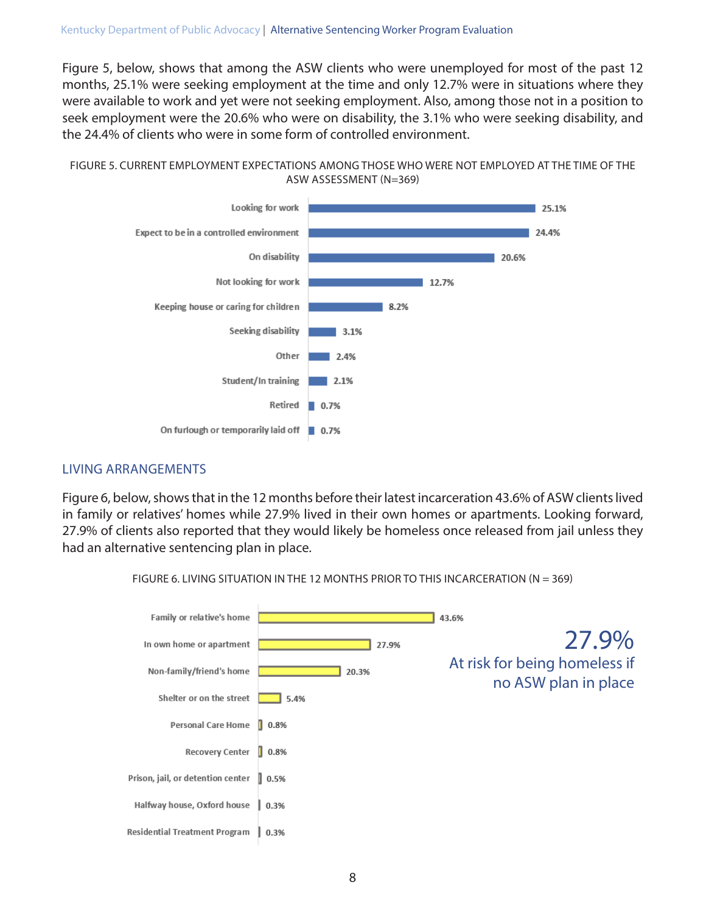Figure 5, below, shows that among the ASW clients who were unemployed for most of the past 12 months, 25.1% were seeking employment at the time and only 12.7% were in situations where they were available to work and yet were not seeking employment. Also, among those not in a position to seek employment were the 20.6% who were on disability, the 3.1% who were seeking disability, and the 24.4% of clients who were in some form of controlled environment.

FIGURE 5. CURRENT EMPLOYMENT EXPECTATIONS AMONG THOSE WHO WERE NOT EMPLOYED AT THE TIME OF THE ASW ASSESSMENT (N=369)

| Category | Percent |
|---|---|
| Looking for work | 25.1% |
| Expect to be in a controlled environment | 24.4% |
| On disability | 20.6% |
| Not looking for work | 12.7% |
| Keeping house or caring for children | 8.2% |
| Seeking disability | 3.1% |
| Other | 2.4% |
| Student/In training | 2.1% |
| Retired | 0.7% |
| On furlough or temporarily laid off | 0.7% |

## LIVING ARRANGEMENTS

Figure 6, below, shows that in the 12 months before their latest incarceration 43.6% of ASW clients lived in family or relatives' homes while 27.9% lived in their own homes or apartments. Looking forward, 27.9% of clients also reported that they would likely be homeless once released from jail unless they had an alternative sentencing plan in place.

FIGURE 6. LIVING SITUATION IN THE 12 MONTHS PRIOR TO THIS INCARCERATION (N = 369)

| Living situation | Percent |
|---|---|
| Family or relative's home | 43.6% |
| In own home or apartment | 27.9% |
| Non-family/friend's home | 20.3% |
| Shelter or on the street | 5.4% |
| Personal Care Home | 0.8% |
| Recovery Center | 0.8% |
| Prison, jail, or detention center | 0.5% |
| Halfway house, Oxford house | 0.3% |
| Residential Treatment Program | 0.3% |

27.9%
At risk for being homeless if no ASW plan in place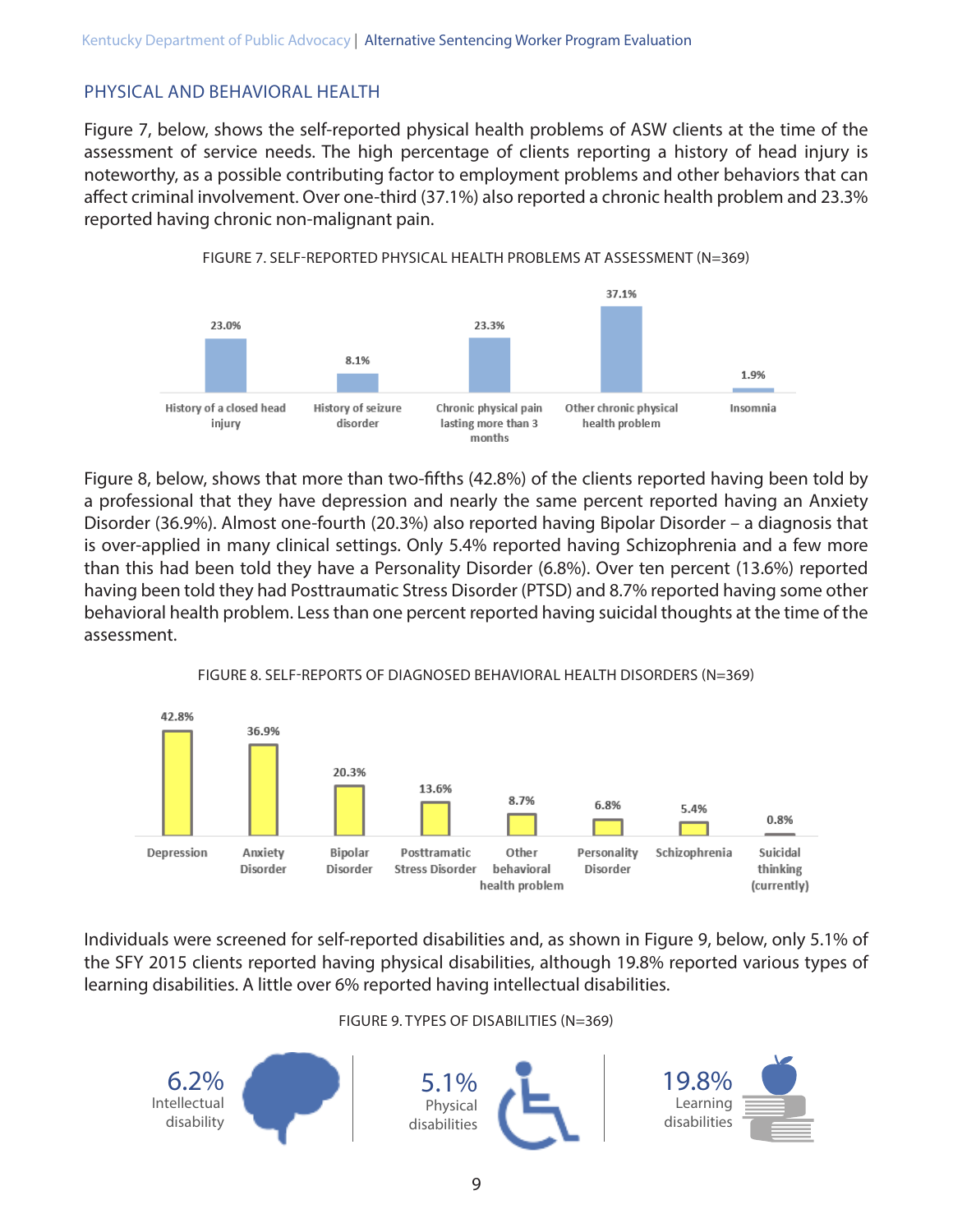## PHYSICAL AND BEHAVIORAL HEALTH

Figure 7, below, shows the self-reported physical health problems of ASW clients at the time of the assessment of service needs. The high percentage of clients reporting a history of head injury is noteworthy, as a possible contributing factor to employment problems and other behaviors that can affect criminal involvement. Over one-third (37.1%) also reported a chronic health problem and 23.3% reported having chronic non-malignant pain.

FIGURE 7. SELF-REPORTED PHYSICAL HEALTH PROBLEMS AT ASSESSMENT (N=369)

| Problem | Percent |
| --- | --- |
| History of a closed head injury | 23.0% |
| History of seizure disorder | 8.1% |
| Chronic physical pain lasting more than 3 months | 23.3% |
| Other chronic physical health problem | 37.1% |
| Insomnia | 1.9% |

Figure 8, below, shows that more than two-fifths (42.8%) of the clients reported having been told by a professional that they have depression and nearly the same percent reported having an Anxiety Disorder (36.9%). Almost one-fourth (20.3%) also reported having Bipolar Disorder – a diagnosis that is over-applied in many clinical settings. Only 5.4% reported having Schizophrenia and a few more than this had been told they have a Personality Disorder (6.8%). Over ten percent (13.6%) reported having been told they had Posttraumatic Stress Disorder (PTSD) and 8.7% reported having some other behavioral health problem. Less than one percent reported having suicidal thoughts at the time of the assessment.

FIGURE 8. SELF-REPORTS OF DIAGNOSED BEHAVIORAL HEALTH DISORDERS (N=369)

| Disorder | Percent |
| --- | --- |
| Depression | 42.8% |
| Anxiety Disorder | 36.9% |
| Bipolar Disorder | 20.3% |
| Posttramatic Stress Disorder | 13.6% |
| Other behavioral health problem | 8.7% |
| Personality Disorder | 6.8% |
| Schizophrenia | 5.4% |
| Suicidal thinking (currently) | 0.8% |

Individuals were screened for self-reported disabilities and, as shown in Figure 9, below, only 5.1% of the SFY 2015 clients reported having physical disabilities, although 19.8% reported various types of learning disabilities. A little over 6% reported having intellectual disabilities.

FIGURE 9. TYPES OF DISABILITIES (N=369)

6.2% Intellectual disability

5.1% Physical disabilities

19.8% Learning disabilities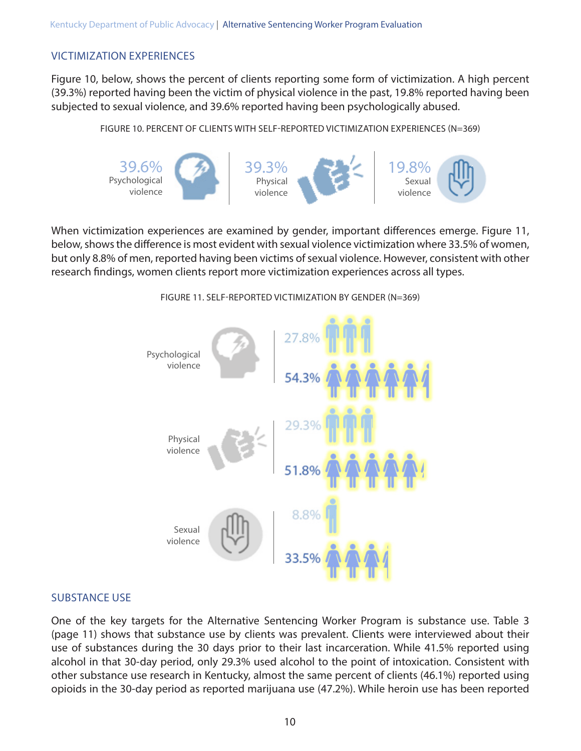## VICTIMIZATION EXPERIENCES

Figure 10, below, shows the percent of clients reporting some form of victimization. A high percent (39.3%) reported having been the victim of physical violence in the past, 19.8% reported having been subjected to sexual violence, and 39.6% reported having been psychologically abused.

FIGURE 10. PERCENT OF CLIENTS WITH SELF-REPORTED VICTIMIZATION EXPERIENCES (N=369)

| Psychological violence | Physical violence | Sexual violence |
|---|---|---|
| 39.6% | 39.3% | 19.8% |

When victimization experiences are examined by gender, important differences emerge. Figure 11, below, shows the difference is most evident with sexual violence victimization where 33.5% of women, but only 8.8% of men, reported having been victims of sexual violence. However, consistent with other research findings, women clients report more victimization experiences across all types.

FIGURE 11. SELF-REPORTED VICTIMIZATION BY GENDER (N=369)

| Victimization | Men | Women |
|---|---|---|
| Psychological violence | 27.8% | 54.3% |
| Physical violence | 29.3% | 51.8% |
| Sexual violence | 8.8% | 33.5% |

## SUBSTANCE USE

One of the key targets for the Alternative Sentencing Worker Program is substance use. Table 3 (page 11) shows that substance use by clients was prevalent. Clients were interviewed about their use of substances during the 30 days prior to their last incarceration. While 41.5% reported using alcohol in that 30-day period, only 29.3% used alcohol to the point of intoxication. Consistent with other substance use research in Kentucky, almost the same percent of clients (46.1%) reported using opioids in the 30-day period as reported marijuana use (47.2%). While heroin use has been reported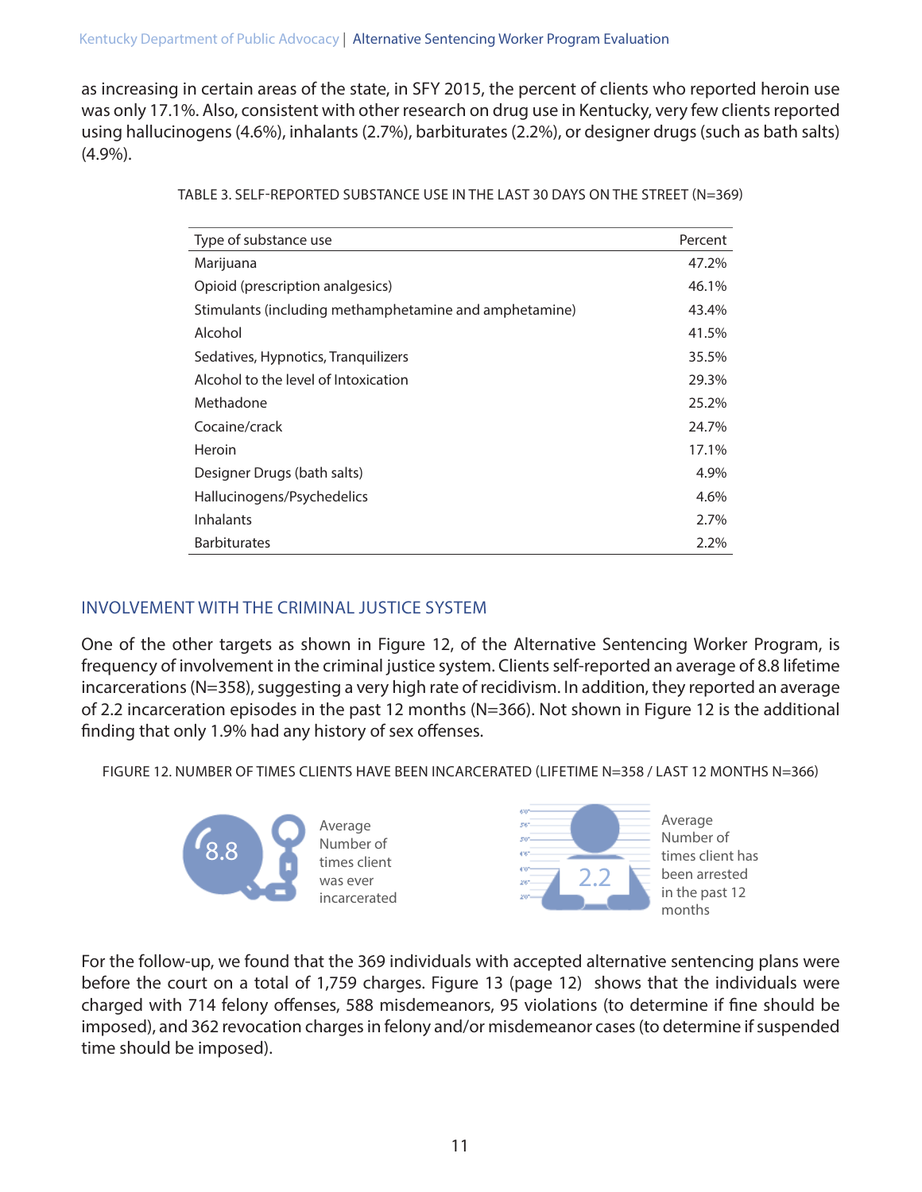as increasing in certain areas of the state, in SFY 2015, the percent of clients who reported heroin use was only 17.1%. Also, consistent with other research on drug use in Kentucky, very few clients reported using hallucinogens (4.6%), inhalants (2.7%), barbiturates (2.2%), or designer drugs (such as bath salts) (4.9%).

TABLE 3. SELF-REPORTED SUBSTANCE USE IN THE LAST 30 DAYS ON THE STREET (N=369)

| Type of substance use | Percent |
|---|---|
| Marijuana | 47.2% |
| Opioid (prescription analgesics) | 46.1% |
| Stimulants (including methamphetamine and amphetamine) | 43.4% |
| Alcohol | 41.5% |
| Sedatives, Hypnotics, Tranquilizers | 35.5% |
| Alcohol to the level of Intoxication | 29.3% |
| Methadone | 25.2% |
| Cocaine/crack | 24.7% |
| Heroin | 17.1% |
| Designer Drugs (bath salts) | 4.9% |
| Hallucinogens/Psychedelics | 4.6% |
| Inhalants | 2.7% |
| Barbiturates | 2.2% |

## INVOLVEMENT WITH THE CRIMINAL JUSTICE SYSTEM

One of the other targets as shown in Figure 12, of the Alternative Sentencing Worker Program, is frequency of involvement in the criminal justice system. Clients self-reported an average of 8.8 lifetime incarcerations (N=358), suggesting a very high rate of recidivism. In addition, they reported an average of 2.2 incarceration episodes in the past 12 months (N=366). Not shown in Figure 12 is the additional finding that only 1.9% had any history of sex offenses.

FIGURE 12. NUMBER OF TIMES CLIENTS HAVE BEEN INCARCERATED (LIFETIME N=358 / LAST 12 MONTHS N=366)

8.8 — Average Number of times client was ever incarcerated

2.2 — Average Number of times client has been arrested in the past 12 months

For the follow-up, we found that the 369 individuals with accepted alternative sentencing plans were before the court on a total of 1,759 charges. Figure 13 (page 12) shows that the individuals were charged with 714 felony offenses, 588 misdemeanors, 95 violations (to determine if fine should be imposed), and 362 revocation charges in felony and/or misdemeanor cases (to determine if suspended time should be imposed).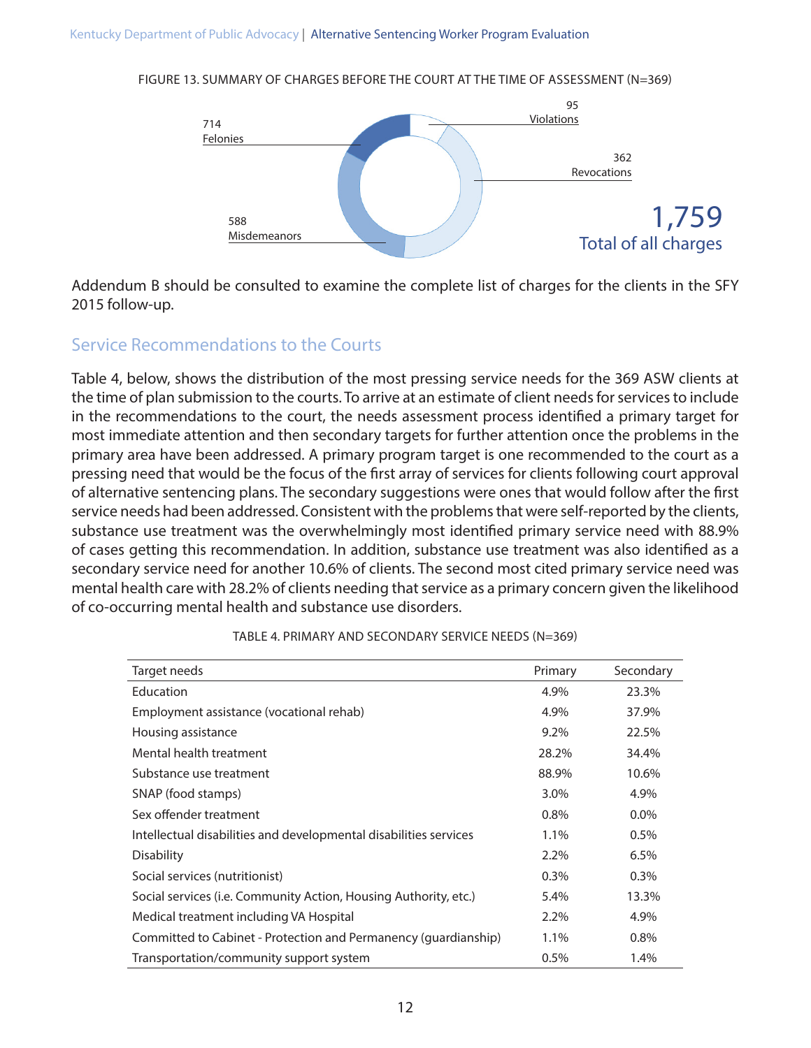FIGURE 13. SUMMARY OF CHARGES BEFORE THE COURT AT THE TIME OF ASSESSMENT (N=369)

714 Felonies

588 Misdemeanors

95 Violations

362 Revocations

1,759 Total of all charges

Addendum B should be consulted to examine the complete list of charges for the clients in the SFY 2015 follow-up.

## Service Recommendations to the Courts

Table 4, below, shows the distribution of the most pressing service needs for the 369 ASW clients at the time of plan submission to the courts. To arrive at an estimate of client needs for services to include in the recommendations to the court, the needs assessment process identified a primary target for most immediate attention and then secondary targets for further attention once the problems in the primary area have been addressed. A primary program target is one recommended to the court as a pressing need that would be the focus of the first array of services for clients following court approval of alternative sentencing plans. The secondary suggestions were ones that would follow after the first service needs had been addressed. Consistent with the problems that were self-reported by the clients, substance use treatment was the overwhelmingly most identified primary service need with 88.9% of cases getting this recommendation. In addition, substance use treatment was also identified as a secondary service need for another 10.6% of clients. The second most cited primary service need was mental health care with 28.2% of clients needing that service as a primary concern given the likelihood of co-occurring mental health and substance use disorders.

TABLE 4. PRIMARY AND SECONDARY SERVICE NEEDS (N=369)

| Target needs | Primary | Secondary |
|---|---|---|
| Education | 4.9% | 23.3% |
| Employment assistance (vocational rehab) | 4.9% | 37.9% |
| Housing assistance | 9.2% | 22.5% |
| Mental health treatment | 28.2% | 34.4% |
| Substance use treatment | 88.9% | 10.6% |
| SNAP (food stamps) | 3.0% | 4.9% |
| Sex offender treatment | 0.8% | 0.0% |
| Intellectual disabilities and developmental disabilities services | 1.1% | 0.5% |
| Disability | 2.2% | 6.5% |
| Social services (nutritionist) | 0.3% | 0.3% |
| Social services (i.e. Community Action, Housing Authority, etc.) | 5.4% | 13.3% |
| Medical treatment including VA Hospital | 2.2% | 4.9% |
| Committed to Cabinet - Protection and Permanency (guardianship) | 1.1% | 0.8% |
| Transportation/community support system | 0.5% | 1.4% |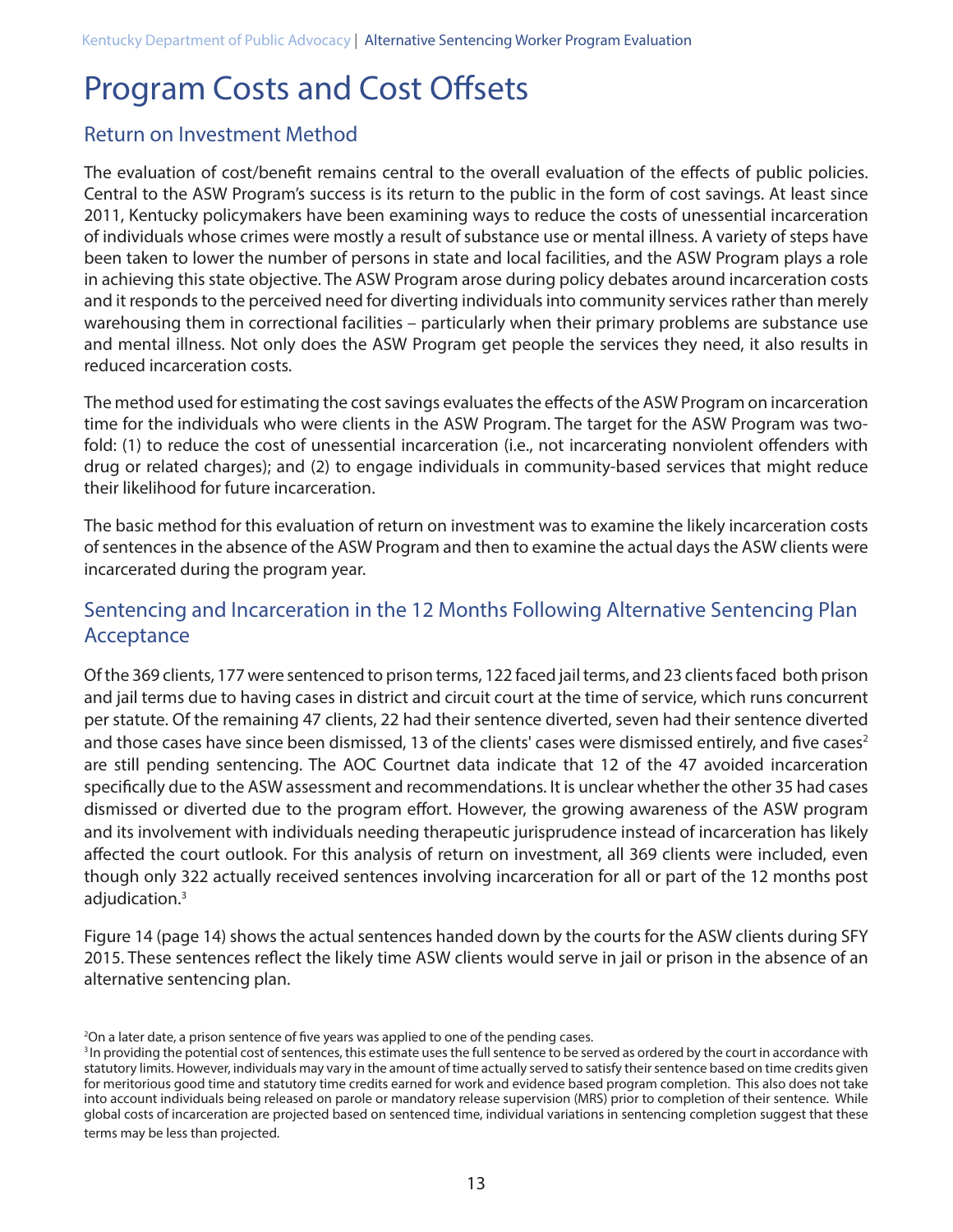# Program Costs and Cost Offsets

## Return on Investment Method

The evaluation of cost/benefit remains central to the overall evaluation of the effects of public policies. Central to the ASW Program's success is its return to the public in the form of cost savings. At least since 2011, Kentucky policymakers have been examining ways to reduce the costs of unessential incarceration of individuals whose crimes were mostly a result of substance use or mental illness. A variety of steps have been taken to lower the number of persons in state and local facilities, and the ASW Program plays a role in achieving this state objective. The ASW Program arose during policy debates around incarceration costs and it responds to the perceived need for diverting individuals into community services rather than merely warehousing them in correctional facilities – particularly when their primary problems are substance use and mental illness. Not only does the ASW Program get people the services they need, it also results in reduced incarceration costs.

The method used for estimating the cost savings evaluates the effects of the ASW Program on incarceration time for the individuals who were clients in the ASW Program. The target for the ASW Program was two-fold: (1) to reduce the cost of unessential incarceration (i.e., not incarcerating nonviolent offenders with drug or related charges); and (2) to engage individuals in community-based services that might reduce their likelihood for future incarceration.

The basic method for this evaluation of return on investment was to examine the likely incarceration costs of sentences in the absence of the ASW Program and then to examine the actual days the ASW clients were incarcerated during the program year.

## Sentencing and Incarceration in the 12 Months Following Alternative Sentencing Plan Acceptance

Of the 369 clients, 177 were sentenced to prison terms, 122 faced jail terms, and 23 clients faced both prison and jail terms due to having cases in district and circuit court at the time of service, which runs concurrent per statute. Of the remaining 47 clients, 22 had their sentence diverted, seven had their sentence diverted and those cases have since been dismissed, 13 of the clients' cases were dismissed entirely, and five cases[2] are still pending sentencing. The AOC Courtnet data indicate that 12 of the 47 avoided incarceration specifically due to the ASW assessment and recommendations. It is unclear whether the other 35 had cases dismissed or diverted due to the program effort. However, the growing awareness of the ASW program and its involvement with individuals needing therapeutic jurisprudence instead of incarceration has likely affected the court outlook. For this analysis of return on investment, all 369 clients were included, even though only 322 actually received sentences involving incarceration for all or part of the 12 months post adjudication.[3]

Figure 14 (page 14) shows the actual sentences handed down by the courts for the ASW clients during SFY 2015. These sentences reflect the likely time ASW clients would serve in jail or prison in the absence of an alternative sentencing plan.

[2] On a later date, a prison sentence of five years was applied to one of the pending cases.

[3] In providing the potential cost of sentences, this estimate uses the full sentence to be served as ordered by the court in accordance with statutory limits. However, individuals may vary in the amount of time actually served to satisfy their sentence based on time credits given for meritorious good time and statutory time credits earned for work and evidence based program completion. This also does not take into account individuals being released on parole or mandatory release supervision (MRS) prior to completion of their sentence. While global costs of incarceration are projected based on sentenced time, individual variations in sentencing completion suggest that these terms may be less than projected.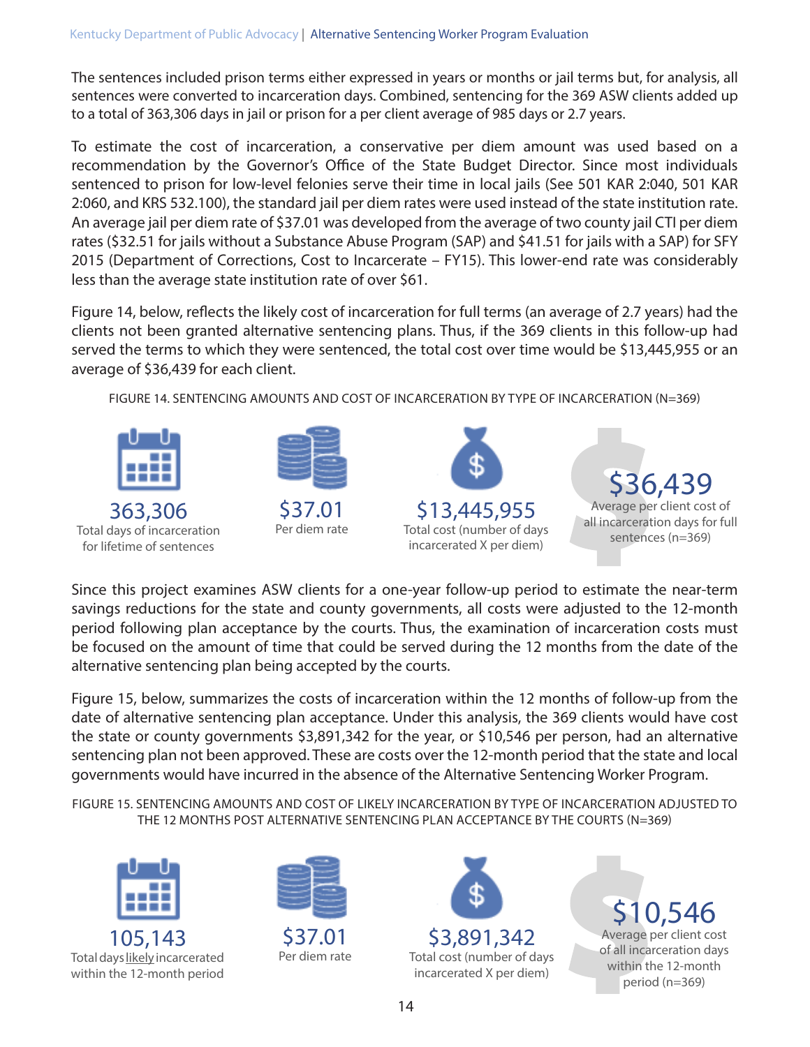The sentences included prison terms either expressed in years or months or jail terms but, for analysis, all sentences were converted to incarceration days. Combined, sentencing for the 369 ASW clients added up to a total of 363,306 days in jail or prison for a per client average of 985 days or 2.7 years.

To estimate the cost of incarceration, a conservative per diem amount was used based on a recommendation by the Governor's Office of the State Budget Director. Since most individuals sentenced to prison for low-level felonies serve their time in local jails (See 501 KAR 2:040, 501 KAR 2:060, and KRS 532.100), the standard jail per diem rates were used instead of the state institution rate. An average jail per diem rate of $37.01 was developed from the average of two county jail CTI per diem rates ($32.51 for jails without a Substance Abuse Program (SAP) and $41.51 for jails with a SAP) for SFY 2015 (Department of Corrections, Cost to Incarcerate – FY15). This lower-end rate was considerably less than the average state institution rate of over $61.

Figure 14, below, reflects the likely cost of incarceration for full terms (an average of 2.7 years) had the clients not been granted alternative sentencing plans. Thus, if the 369 clients in this follow-up had served the terms to which they were sentenced, the total cost over time would be $13,445,955 or an average of $36,439 for each client.

FIGURE 14. SENTENCING AMOUNTS AND COST OF INCARCERATION BY TYPE OF INCARCERATION (N=369)

**363,306**
Total days of incarceration for lifetime of sentences

**$37.01**
Per diem rate

**$13,445,955**
Total cost (number of days incarcerated X per diem)

**$36,439**
Average per client cost of all incarceration days for full sentences (n=369)

Since this project examines ASW clients for a one-year follow-up period to estimate the near-term savings reductions for the state and county governments, all costs were adjusted to the 12-month period following plan acceptance by the courts. Thus, the examination of incarceration costs must be focused on the amount of time that could be served during the 12 months from the date of the alternative sentencing plan being accepted by the courts.

Figure 15, below, summarizes the costs of incarceration within the 12 months of follow-up from the date of alternative sentencing plan acceptance. Under this analysis, the 369 clients would have cost the state or county governments $3,891,342 for the year, or $10,546 per person, had an alternative sentencing plan not been approved. These are costs over the 12-month period that the state and local governments would have incurred in the absence of the Alternative Sentencing Worker Program.

FIGURE 15. SENTENCING AMOUNTS AND COST OF LIKELY INCARCERATION BY TYPE OF INCARCERATION ADJUSTED TO THE 12 MONTHS POST ALTERNATIVE SENTENCING PLAN ACCEPTANCE BY THE COURTS (N=369)

**105,143**
Total days likely incarcerated within the 12-month period

**$37.01**
Per diem rate

**$3,891,342**
Total cost (number of days incarcerated X per diem)

**$10,546**
Average per client cost of all incarceration days within the 12-month period (n=369)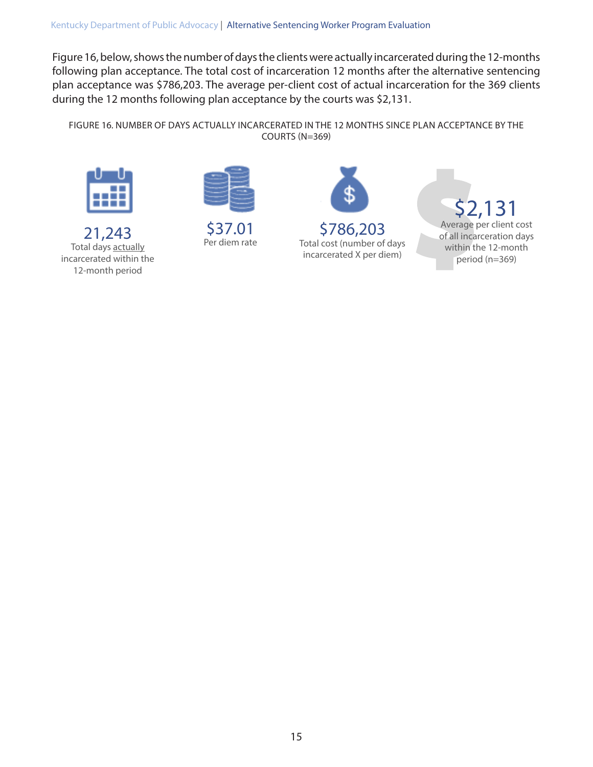Figure 16, below, shows the number of days the clients were actually incarcerated during the 12-months following plan acceptance. The total cost of incarceration 12 months after the alternative sentencing plan acceptance was $786,203. The average per-client cost of actual incarceration for the 369 clients during the 12 months following plan acceptance by the courts was $2,131.

FIGURE 16. NUMBER OF DAYS ACTUALLY INCARCERATED IN THE 12 MONTHS SINCE PLAN ACCEPTANCE BY THE COURTS (N=369)

**21,243**
Total days actually incarcerated within the 12-month period

**$37.01**
Per diem rate

**$786,203**
Total cost (number of days incarcerated X per diem)

**$2,131**
Average per client cost of all incarceration days within the 12-month period (n=369)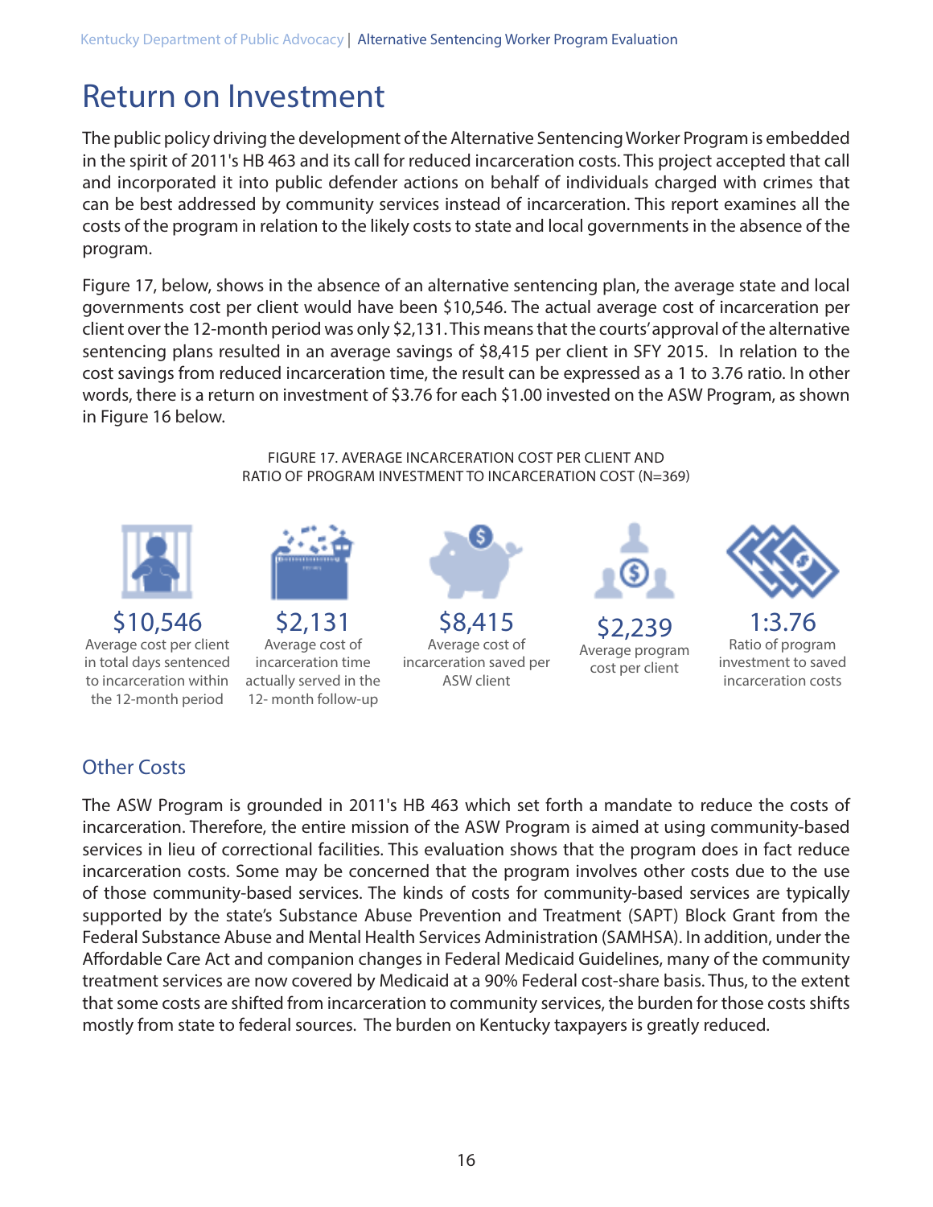# Return on Investment

The public policy driving the development of the Alternative Sentencing Worker Program is embedded in the spirit of 2011's HB 463 and its call for reduced incarceration costs. This project accepted that call and incorporated it into public defender actions on behalf of individuals charged with crimes that can be best addressed by community services instead of incarceration. This report examines all the costs of the program in relation to the likely costs to state and local governments in the absence of the program.

Figure 17, below, shows in the absence of an alternative sentencing plan, the average state and local governments cost per client would have been $10,546. The actual average cost of incarceration per client over the 12-month period was only $2,131. This means that the courts' approval of the alternative sentencing plans resulted in an average savings of $8,415 per client in SFY 2015. In relation to the cost savings from reduced incarceration time, the result can be expressed as a 1 to 3.76 ratio. In other words, there is a return on investment of $3.76 for each $1.00 invested on the ASW Program, as shown in Figure 16 below.

FIGURE 17. AVERAGE INCARCERATION COST PER CLIENT AND RATIO OF PROGRAM INVESTMENT TO INCARCERATION COST (N=369)

**$10,546**
Average cost per client in total days sentenced to incarceration within the 12-month period

**$2,131**
Average cost of incarceration time actually served in the 12- month follow-up

**$8,415**
Average cost of incarceration saved per ASW client

**$2,239**
Average program cost per client

**1:3.76**
Ratio of program investment to saved incarceration costs

## Other Costs

The ASW Program is grounded in 2011's HB 463 which set forth a mandate to reduce the costs of incarceration. Therefore, the entire mission of the ASW Program is aimed at using community-based services in lieu of correctional facilities. This evaluation shows that the program does in fact reduce incarceration costs. Some may be concerned that the program involves other costs due to the use of those community-based services. The kinds of costs for community-based services are typically supported by the state's Substance Abuse Prevention and Treatment (SAPT) Block Grant from the Federal Substance Abuse and Mental Health Services Administration (SAMHSA). In addition, under the Affordable Care Act and companion changes in Federal Medicaid Guidelines, many of the community treatment services are now covered by Medicaid at a 90% Federal cost-share basis. Thus, to the extent that some costs are shifted from incarceration to community services, the burden for those costs shifts mostly from state to federal sources. The burden on Kentucky taxpayers is greatly reduced.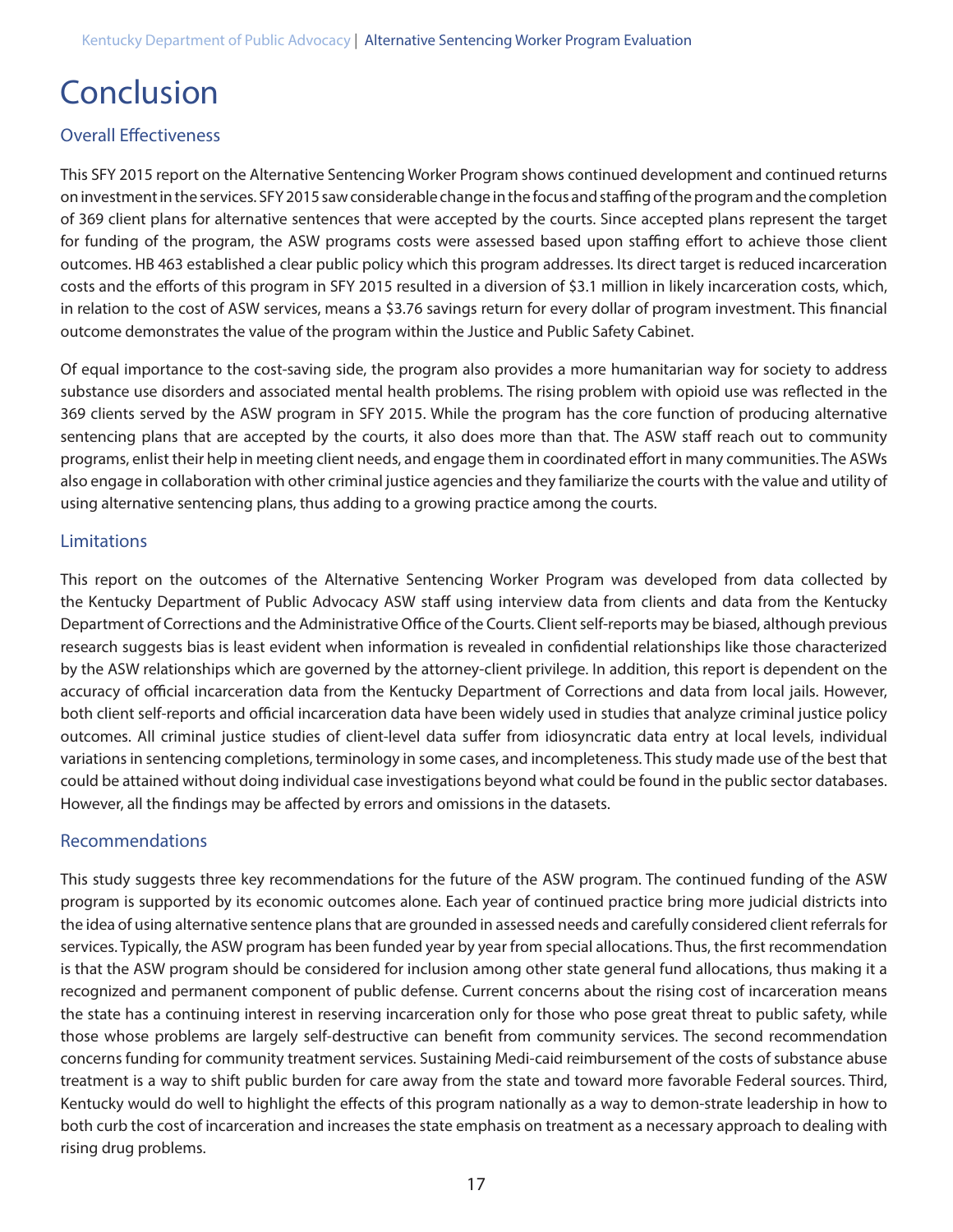# Conclusion

## Overall Effectiveness

This SFY 2015 report on the Alternative Sentencing Worker Program shows continued development and continued returns on investment in the services. SFY 2015 saw considerable change in the focus and staffing of the program and the completion of 369 client plans for alternative sentences that were accepted by the courts. Since accepted plans represent the target for funding of the program, the ASW programs costs were assessed based upon staffing effort to achieve those client outcomes. HB 463 established a clear public policy which this program addresses. Its direct target is reduced incarceration costs and the efforts of this program in SFY 2015 resulted in a diversion of $3.1 million in likely incarceration costs, which, in relation to the cost of ASW services, means a $3.76 savings return for every dollar of program investment. This financial outcome demonstrates the value of the program within the Justice and Public Safety Cabinet.

Of equal importance to the cost-saving side, the program also provides a more humanitarian way for society to address substance use disorders and associated mental health problems. The rising problem with opioid use was reflected in the 369 clients served by the ASW program in SFY 2015. While the program has the core function of producing alternative sentencing plans that are accepted by the courts, it also does more than that. The ASW staff reach out to community programs, enlist their help in meeting client needs, and engage them in coordinated effort in many communities. The ASWs also engage in collaboration with other criminal justice agencies and they familiarize the courts with the value and utility of using alternative sentencing plans, thus adding to a growing practice among the courts.

## Limitations

This report on the outcomes of the Alternative Sentencing Worker Program was developed from data collected by the Kentucky Department of Public Advocacy ASW staff using interview data from clients and data from the Kentucky Department of Corrections and the Administrative Office of the Courts. Client self-reports may be biased, although previous research suggests bias is least evident when information is revealed in confidential relationships like those characterized by the ASW relationships which are governed by the attorney-client privilege. In addition, this report is dependent on the accuracy of official incarceration data from the Kentucky Department of Corrections and data from local jails. However, both client self-reports and official incarceration data have been widely used in studies that analyze criminal justice policy outcomes. All criminal justice studies of client-level data suffer from idiosyncratic data entry at local levels, individual variations in sentencing completions, terminology in some cases, and incompleteness. This study made use of the best that could be attained without doing individual case investigations beyond what could be found in the public sector databases. However, all the findings may be affected by errors and omissions in the datasets.

## Recommendations

This study suggests three key recommendations for the future of the ASW program. The continued funding of the ASW program is supported by its economic outcomes alone. Each year of continued practice bring more judicial districts into the idea of using alternative sentence plans that are grounded in assessed needs and carefully considered client referrals for services. Typically, the ASW program has been funded year by year from special allocations. Thus, the first recommendation is that the ASW program should be considered for inclusion among other state general fund allocations, thus making it a recognized and permanent component of public defense. Current concerns about the rising cost of incarceration means the state has a continuing interest in reserving incarceration only for those who pose great threat to public safety, while those whose problems are largely self-destructive can benefit from community services. The second recommendation concerns funding for community treatment services. Sustaining Medi-caid reimbursement of the costs of substance abuse treatment is a way to shift public burden for care away from the state and toward more favorable Federal sources. Third, Kentucky would do well to highlight the effects of this program nationally as a way to demon-strate leadership in how to both curb the cost of incarceration and increases the state emphasis on treatment as a necessary approach to dealing with rising drug problems.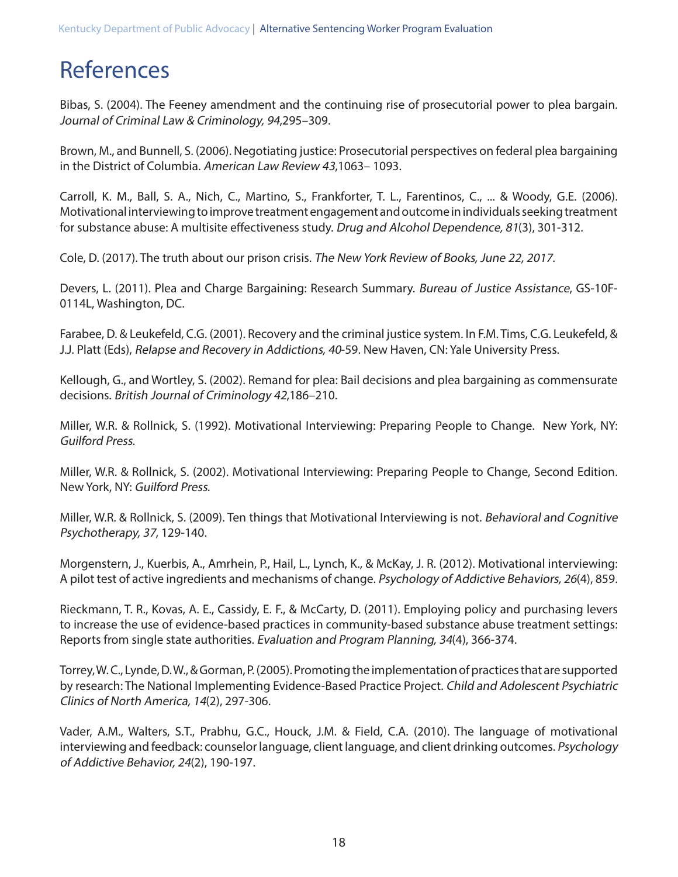# References

Bibas, S. (2004). The Feeney amendment and the continuing rise of prosecutorial power to plea bargain. *Journal of Criminal Law & Criminology, 94*,295–309.

Brown, M., and Bunnell, S. (2006). Negotiating justice: Prosecutorial perspectives on federal plea bargaining in the District of Columbia. *American Law Review 43*,1063– 1093.

Carroll, K. M., Ball, S. A., Nich, C., Martino, S., Frankforter, T. L., Farentinos, C., ... & Woody, G.E. (2006). Motivational interviewing to improve treatment engagement and outcome in individuals seeking treatment for substance abuse: A multisite effectiveness study. *Drug and Alcohol Dependence, 81*(3), 301-312.

Cole, D. (2017). The truth about our prison crisis. *The New York Review of Books, June 22, 2017*.

Devers, L. (2011). Plea and Charge Bargaining: Research Summary. *Bureau of Justice Assistance*, GS-10F-0114L, Washington, DC.

Farabee, D. & Leukefeld, C.G. (2001). Recovery and the criminal justice system. In F.M. Tims, C.G. Leukefeld, & J.J. Platt (Eds), *Relapse and Recovery in Addictions, 40*-59. New Haven, CN: Yale University Press.

Kellough, G., and Wortley, S. (2002). Remand for plea: Bail decisions and plea bargaining as commensurate decisions. *British Journal of Criminology 42*,186–210.

Miller, W.R. & Rollnick, S. (1992). Motivational Interviewing: Preparing People to Change. New York, NY: *Guilford Press*.

Miller, W.R. & Rollnick, S. (2002). Motivational Interviewing: Preparing People to Change, Second Edition. New York, NY: *Guilford Press*.

Miller, W.R. & Rollnick, S. (2009). Ten things that Motivational Interviewing is not. *Behavioral and Cognitive Psychotherapy, 37*, 129-140.

Morgenstern, J., Kuerbis, A., Amrhein, P., Hail, L., Lynch, K., & McKay, J. R. (2012). Motivational interviewing: A pilot test of active ingredients and mechanisms of change. *Psychology of Addictive Behaviors, 26*(4), 859.

Rieckmann, T. R., Kovas, A. E., Cassidy, E. F., & McCarty, D. (2011). Employing policy and purchasing levers to increase the use of evidence-based practices in community-based substance abuse treatment settings: Reports from single state authorities. *Evaluation and Program Planning, 34*(4), 366-374.

Torrey, W. C., Lynde, D. W., & Gorman, P. (2005). Promoting the implementation of practices that are supported by research: The National Implementing Evidence-Based Practice Project. *Child and Adolescent Psychiatric Clinics of North America, 14*(2), 297-306.

Vader, A.M., Walters, S.T., Prabhu, G.C., Houck, J.M. & Field, C.A. (2010). The language of motivational interviewing and feedback: counselor language, client language, and client drinking outcomes. *Psychology of Addictive Behavior, 24*(2), 190-197.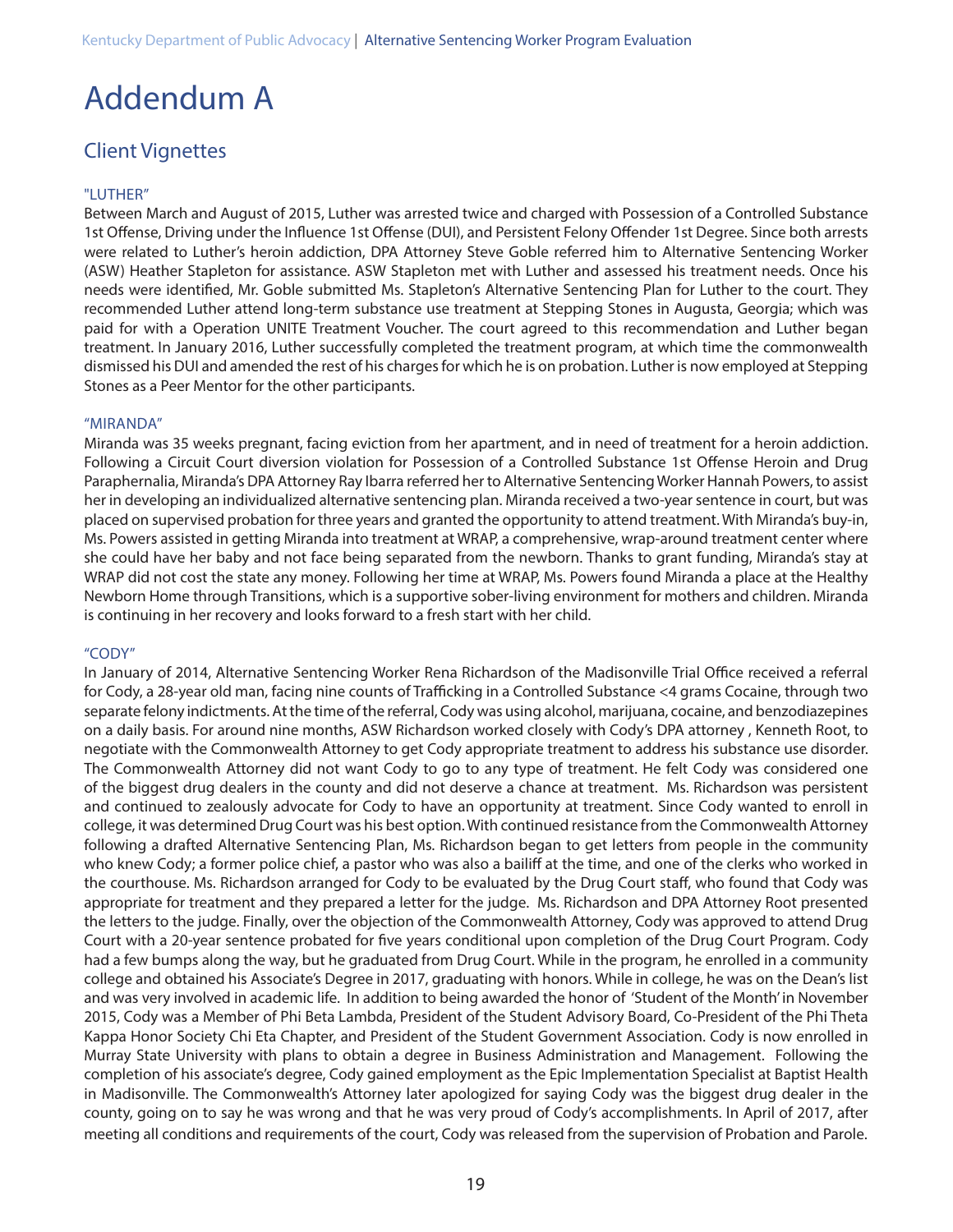# Addendum A

## Client Vignettes

### "LUTHER"

Between March and August of 2015, Luther was arrested twice and charged with Possession of a Controlled Substance 1st Offense, Driving under the Influence 1st Offense (DUI), and Persistent Felony Offender 1st Degree. Since both arrests were related to Luther's heroin addiction, DPA Attorney Steve Goble referred him to Alternative Sentencing Worker (ASW) Heather Stapleton for assistance. ASW Stapleton met with Luther and assessed his treatment needs. Once his needs were identified, Mr. Goble submitted Ms. Stapleton's Alternative Sentencing Plan for Luther to the court. They recommended Luther attend long-term substance use treatment at Stepping Stones in Augusta, Georgia; which was paid for with a Operation UNITE Treatment Voucher. The court agreed to this recommendation and Luther began treatment. In January 2016, Luther successfully completed the treatment program, at which time the commonwealth dismissed his DUI and amended the rest of his charges for which he is on probation. Luther is now employed at Stepping Stones as a Peer Mentor for the other participants.

### "MIRANDA"

Miranda was 35 weeks pregnant, facing eviction from her apartment, and in need of treatment for a heroin addiction. Following a Circuit Court diversion violation for Possession of a Controlled Substance 1st Offense Heroin and Drug Paraphernalia, Miranda's DPA Attorney Ray Ibarra referred her to Alternative Sentencing Worker Hannah Powers, to assist her in developing an individualized alternative sentencing plan. Miranda received a two-year sentence in court, but was placed on supervised probation for three years and granted the opportunity to attend treatment. With Miranda's buy-in, Ms. Powers assisted in getting Miranda into treatment at WRAP, a comprehensive, wrap-around treatment center where she could have her baby and not face being separated from the newborn. Thanks to grant funding, Miranda's stay at WRAP did not cost the state any money. Following her time at WRAP, Ms. Powers found Miranda a place at the Healthy Newborn Home through Transitions, which is a supportive sober-living environment for mothers and children. Miranda is continuing in her recovery and looks forward to a fresh start with her child.

### "CODY"

In January of 2014, Alternative Sentencing Worker Rena Richardson of the Madisonville Trial Office received a referral for Cody, a 28-year old man, facing nine counts of Trafficking in a Controlled Substance <4 grams Cocaine, through two separate felony indictments. At the time of the referral, Cody was using alcohol, marijuana, cocaine, and benzodiazepines on a daily basis. For around nine months, ASW Richardson worked closely with Cody's DPA attorney , Kenneth Root, to negotiate with the Commonwealth Attorney to get Cody appropriate treatment to address his substance use disorder. The Commonwealth Attorney did not want Cody to go to any type of treatment. He felt Cody was considered one of the biggest drug dealers in the county and did not deserve a chance at treatment. Ms. Richardson was persistent and continued to zealously advocate for Cody to have an opportunity at treatment. Since Cody wanted to enroll in college, it was determined Drug Court was his best option. With continued resistance from the Commonwealth Attorney following a drafted Alternative Sentencing Plan, Ms. Richardson began to get letters from people in the community who knew Cody; a former police chief, a pastor who was also a bailiff at the time, and one of the clerks who worked in the courthouse. Ms. Richardson arranged for Cody to be evaluated by the Drug Court staff, who found that Cody was appropriate for treatment and they prepared a letter for the judge. Ms. Richardson and DPA Attorney Root presented the letters to the judge. Finally, over the objection of the Commonwealth Attorney, Cody was approved to attend Drug Court with a 20-year sentence probated for five years conditional upon completion of the Drug Court Program. Cody had a few bumps along the way, but he graduated from Drug Court. While in the program, he enrolled in a community college and obtained his Associate's Degree in 2017, graduating with honors. While in college, he was on the Dean's list and was very involved in academic life. In addition to being awarded the honor of 'Student of the Month' in November 2015, Cody was a Member of Phi Beta Lambda, President of the Student Advisory Board, Co-President of the Phi Theta Kappa Honor Society Chi Eta Chapter, and President of the Student Government Association. Cody is now enrolled in Murray State University with plans to obtain a degree in Business Administration and Management. Following the completion of his associate's degree, Cody gained employment as the Epic Implementation Specialist at Baptist Health in Madisonville. The Commonwealth's Attorney later apologized for saying Cody was the biggest drug dealer in the county, going on to say he was wrong and that he was very proud of Cody's accomplishments. In April of 2017, after meeting all conditions and requirements of the court, Cody was released from the supervision of Probation and Parole.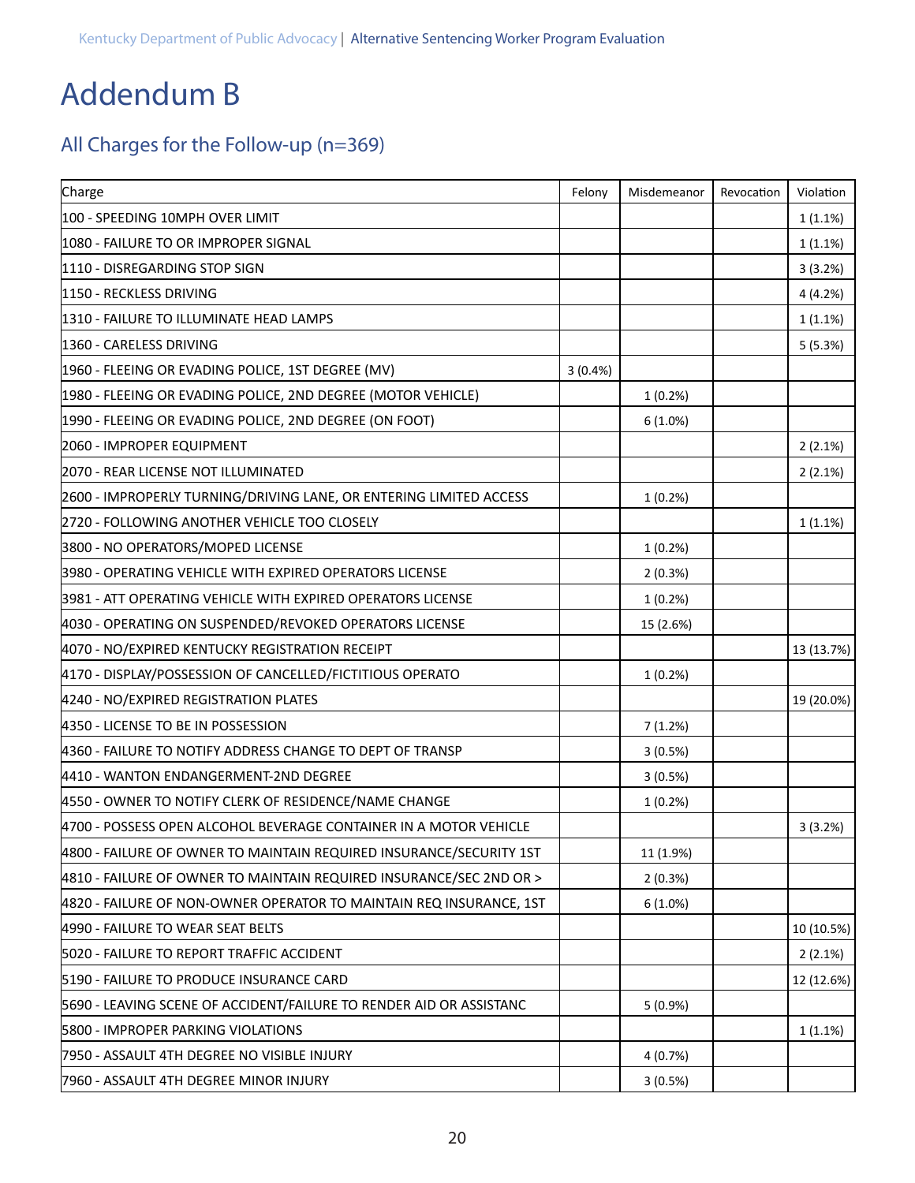# Addendum B

## All Charges for the Follow-up (n=369)

| Charge | Felony | Misdemeanor | Revocation | Violation |
|---|---|---|---|---|
| 100 - SPEEDING 10MPH OVER LIMIT | | | | 1 (1.1%) |
| 1080 - FAILURE TO OR IMPROPER SIGNAL | | | | 1 (1.1%) |
| 1110 - DISREGARDING STOP SIGN | | | | 3 (3.2%) |
| 1150 - RECKLESS DRIVING | | | | 4 (4.2%) |
| 1310 - FAILURE TO ILLUMINATE HEAD LAMPS | | | | 1 (1.1%) |
| 1360 - CARELESS DRIVING | | | | 5 (5.3%) |
| 1960 - FLEEING OR EVADING POLICE, 1ST DEGREE (MV) | 3 (0.4%) | | | |
| 1980 - FLEEING OR EVADING POLICE, 2ND DEGREE (MOTOR VEHICLE) | | 1 (0.2%) | | |
| 1990 - FLEEING OR EVADING POLICE, 2ND DEGREE (ON FOOT) | | 6 (1.0%) | | |
| 2060 - IMPROPER EQUIPMENT | | | | 2 (2.1%) |
| 2070 - REAR LICENSE NOT ILLUMINATED | | | | 2 (2.1%) |
| 2600 - IMPROPERLY TURNING/DRIVING LANE, OR ENTERING LIMITED ACCESS | | 1 (0.2%) | | |
| 2720 - FOLLOWING ANOTHER VEHICLE TOO CLOSELY | | | | 1 (1.1%) |
| 3800 - NO OPERATORS/MOPED LICENSE | | 1 (0.2%) | | |
| 3980 - OPERATING VEHICLE WITH EXPIRED OPERATORS LICENSE | | 2 (0.3%) | | |
| 3981 - ATT OPERATING VEHICLE WITH EXPIRED OPERATORS LICENSE | | 1 (0.2%) | | |
| 4030 - OPERATING ON SUSPENDED/REVOKED OPERATORS LICENSE | | 15 (2.6%) | | |
| 4070 - NO/EXPIRED KENTUCKY REGISTRATION RECEIPT | | | | 13 (13.7%) |
| 4170 - DISPLAY/POSSESSION OF CANCELLED/FICTITIOUS OPERATO | | 1 (0.2%) | | |
| 4240 - NO/EXPIRED REGISTRATION PLATES | | | | 19 (20.0%) |
| 4350 - LICENSE TO BE IN POSSESSION | | 7 (1.2%) | | |
| 4360 - FAILURE TO NOTIFY ADDRESS CHANGE TO DEPT OF TRANSP | | 3 (0.5%) | | |
| 4410 - WANTON ENDANGERMENT-2ND DEGREE | | 3 (0.5%) | | |
| 4550 - OWNER TO NOTIFY CLERK OF RESIDENCE/NAME CHANGE | | 1 (0.2%) | | |
| 4700 - POSSESS OPEN ALCOHOL BEVERAGE CONTAINER IN A MOTOR VEHICLE | | | | 3 (3.2%) |
| 4800 - FAILURE OF OWNER TO MAINTAIN REQUIRED INSURANCE/SECURITY 1ST | | 11 (1.9%) | | |
| 4810 - FAILURE OF OWNER TO MAINTAIN REQUIRED INSURANCE/SEC 2ND OR > | | 2 (0.3%) | | |
| 4820 - FAILURE OF NON-OWNER OPERATOR TO MAINTAIN REQ INSURANCE, 1ST | | 6 (1.0%) | | |
| 4990 - FAILURE TO WEAR SEAT BELTS | | | | 10 (10.5%) |
| 5020 - FAILURE TO REPORT TRAFFIC ACCIDENT | | | | 2 (2.1%) |
| 5190 - FAILURE TO PRODUCE INSURANCE CARD | | | | 12 (12.6%) |
| 5690 - LEAVING SCENE OF ACCIDENT/FAILURE TO RENDER AID OR ASSISTANC | | 5 (0.9%) | | |
| 5800 - IMPROPER PARKING VIOLATIONS | | | | 1 (1.1%) |
| 7950 - ASSAULT 4TH DEGREE NO VISIBLE INJURY | | 4 (0.7%) | | |
| 7960 - ASSAULT 4TH DEGREE MINOR INJURY | | 3 (0.5%) | | |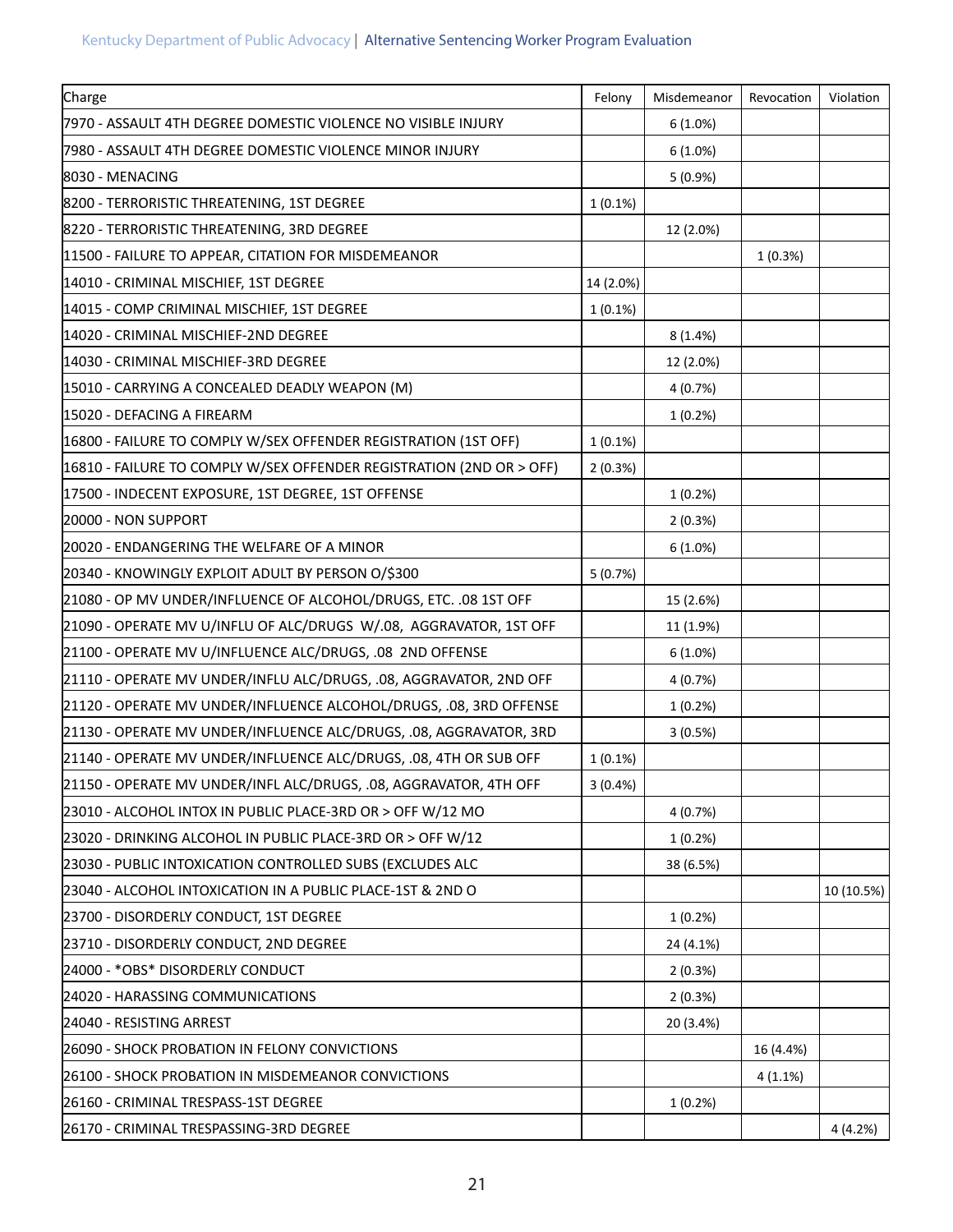| Charge | Felony | Misdemeanor | Revocation | Violation |
|---|---|---|---|---|
| 7970 - ASSAULT 4TH DEGREE DOMESTIC VIOLENCE NO VISIBLE INJURY | | 6 (1.0%) | | |
| 7980 - ASSAULT 4TH DEGREE DOMESTIC VIOLENCE MINOR INJURY | | 6 (1.0%) | | |
| 8030 - MENACING | | 5 (0.9%) | | |
| 8200 - TERRORISTIC THREATENING, 1ST DEGREE | 1 (0.1%) | | | |
| 8220 - TERRORISTIC THREATENING, 3RD DEGREE | | 12 (2.0%) | | |
| 11500 - FAILURE TO APPEAR, CITATION FOR MISDEMEANOR | | | 1 (0.3%) | |
| 14010 - CRIMINAL MISCHIEF, 1ST DEGREE | 14 (2.0%) | | | |
| 14015 - COMP CRIMINAL MISCHIEF, 1ST DEGREE | 1 (0.1%) | | | |
| 14020 - CRIMINAL MISCHIEF-2ND DEGREE | | 8 (1.4%) | | |
| 14030 - CRIMINAL MISCHIEF-3RD DEGREE | | 12 (2.0%) | | |
| 15010 - CARRYING A CONCEALED DEADLY WEAPON (M) | | 4 (0.7%) | | |
| 15020 - DEFACING A FIREARM | | 1 (0.2%) | | |
| 16800 - FAILURE TO COMPLY W/SEX OFFENDER REGISTRATION (1ST OFF) | 1 (0.1%) | | | |
| 16810 - FAILURE TO COMPLY W/SEX OFFENDER REGISTRATION (2ND OR > OFF) | 2 (0.3%) | | | |
| 17500 - INDECENT EXPOSURE, 1ST DEGREE, 1ST OFFENSE | | 1 (0.2%) | | |
| 20000 - NON SUPPORT | | 2 (0.3%) | | |
| 20020 - ENDANGERING THE WELFARE OF A MINOR | | 6 (1.0%) | | |
| 20340 - KNOWINGLY EXPLOIT ADULT BY PERSON O/$300 | 5 (0.7%) | | | |
| 21080 - OP MV UNDER/INFLUENCE OF ALCOHOL/DRUGS, ETC. .08 1ST OFF | | 15 (2.6%) | | |
| 21090 - OPERATE MV U/INFLU OF ALC/DRUGS W/.08, AGGRAVATOR, 1ST OFF | | 11 (1.9%) | | |
| 21100 - OPERATE MV U/INFLUENCE ALC/DRUGS, .08 2ND OFFENSE | | 6 (1.0%) | | |
| 21110 - OPERATE MV UNDER/INFLU ALC/DRUGS, .08, AGGRAVATOR, 2ND OFF | | 4 (0.7%) | | |
| 21120 - OPERATE MV UNDER/INFLUENCE ALCOHOL/DRUGS, .08, 3RD OFFENSE | | 1 (0.2%) | | |
| 21130 - OPERATE MV UNDER/INFLUENCE ALC/DRUGS, .08, AGGRAVATOR, 3RD | | 3 (0.5%) | | |
| 21140 - OPERATE MV UNDER/INFLUENCE ALC/DRUGS, .08, 4TH OR SUB OFF | 1 (0.1%) | | | |
| 21150 - OPERATE MV UNDER/INFL ALC/DRUGS, .08, AGGRAVATOR, 4TH OFF | 3 (0.4%) | | | |
| 23010 - ALCOHOL INTOX IN PUBLIC PLACE-3RD OR > OFF W/12 MO | | 4 (0.7%) | | |
| 23020 - DRINKING ALCOHOL IN PUBLIC PLACE-3RD OR > OFF W/12 | | 1 (0.2%) | | |
| 23030 - PUBLIC INTOXICATION CONTROLLED SUBS (EXCLUDES ALC | | 38 (6.5%) | | |
| 23040 - ALCOHOL INTOXICATION IN A PUBLIC PLACE-1ST & 2ND O | | | | 10 (10.5%) |
| 23700 - DISORDERLY CONDUCT, 1ST DEGREE | | 1 (0.2%) | | |
| 23710 - DISORDERLY CONDUCT, 2ND DEGREE | | 24 (4.1%) | | |
| 24000 - *OBS* DISORDERLY CONDUCT | | 2 (0.3%) | | |
| 24020 - HARASSING COMMUNICATIONS | | 2 (0.3%) | | |
| 24040 - RESISTING ARREST | | 20 (3.4%) | | |
| 26090 - SHOCK PROBATION IN FELONY CONVICTIONS | | | 16 (4.4%) | |
| 26100 - SHOCK PROBATION IN MISDEMEANOR CONVICTIONS | | | 4 (1.1%) | |
| 26160 - CRIMINAL TRESPASS-1ST DEGREE | | 1 (0.2%) | | |
| 26170 - CRIMINAL TRESPASSING-3RD DEGREE | | | | 4 (4.2%) |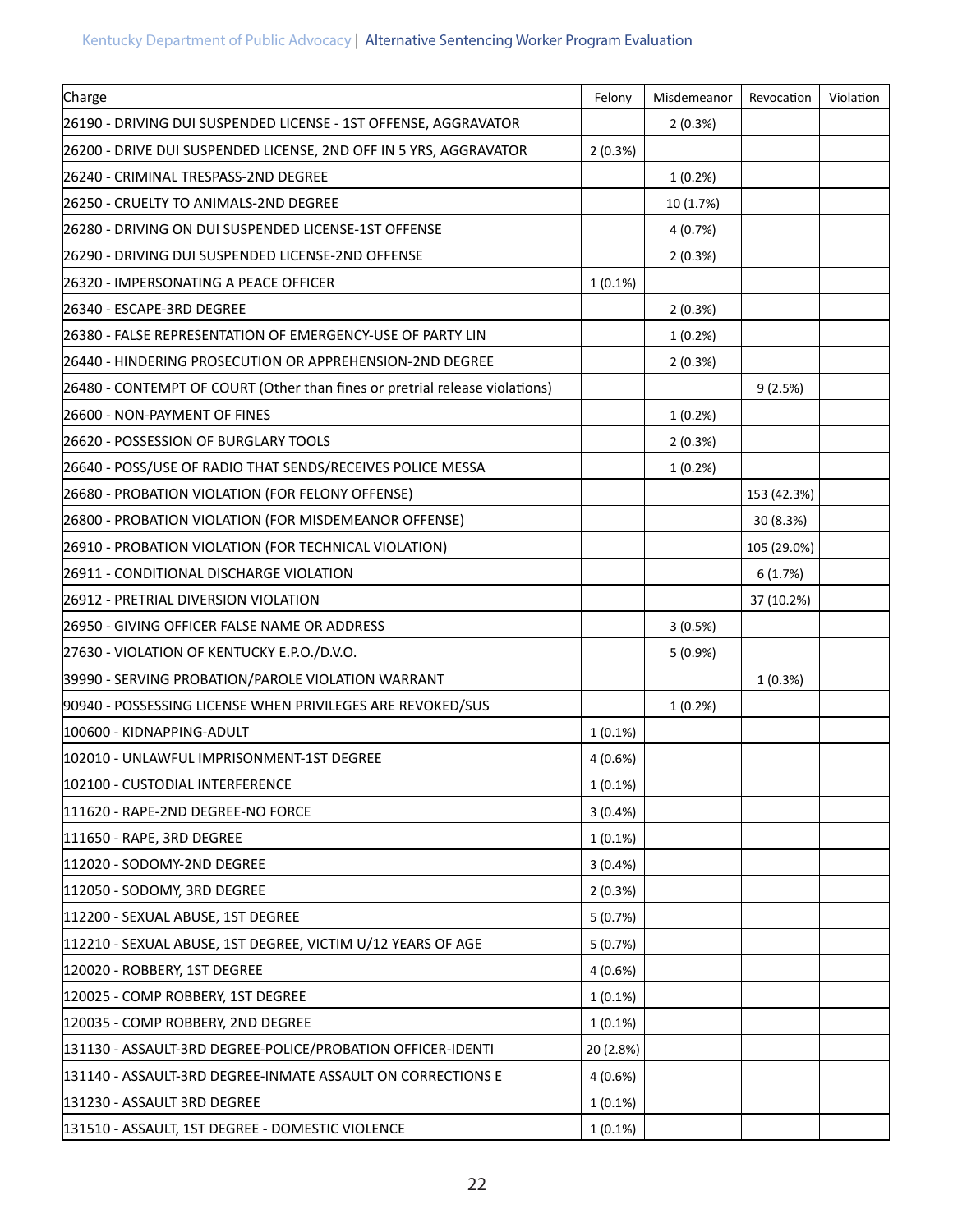| Charge | Felony | Misdemeanor | Revocation | Violation |
|---|---|---|---|---|
| 26190 - DRIVING DUI SUSPENDED LICENSE - 1ST OFFENSE, AGGRAVATOR | | 2 (0.3%) | | |
| 26200 - DRIVE DUI SUSPENDED LICENSE, 2ND OFF IN 5 YRS, AGGRAVATOR | 2 (0.3%) | | | |
| 26240 - CRIMINAL TRESPASS-2ND DEGREE | | 1 (0.2%) | | |
| 26250 - CRUELTY TO ANIMALS-2ND DEGREE | | 10 (1.7%) | | |
| 26280 - DRIVING ON DUI SUSPENDED LICENSE-1ST OFFENSE | | 4 (0.7%) | | |
| 26290 - DRIVING DUI SUSPENDED LICENSE-2ND OFFENSE | | 2 (0.3%) | | |
| 26320 - IMPERSONATING A PEACE OFFICER | 1 (0.1%) | | | |
| 26340 - ESCAPE-3RD DEGREE | | 2 (0.3%) | | |
| 26380 - FALSE REPRESENTATION OF EMERGENCY-USE OF PARTY LIN | | 1 (0.2%) | | |
| 26440 - HINDERING PROSECUTION OR APPREHENSION-2ND DEGREE | | 2 (0.3%) | | |
| 26480 - CONTEMPT OF COURT (Other than fines or pretrial release violations) | | | 9 (2.5%) | |
| 26600 - NON-PAYMENT OF FINES | | 1 (0.2%) | | |
| 26620 - POSSESSION OF BURGLARY TOOLS | | 2 (0.3%) | | |
| 26640 - POSS/USE OF RADIO THAT SENDS/RECEIVES POLICE MESSA | | 1 (0.2%) | | |
| 26680 - PROBATION VIOLATION (FOR FELONY OFFENSE) | | | 153 (42.3%) | |
| 26800 - PROBATION VIOLATION (FOR MISDEMEANOR OFFENSE) | | | 30 (8.3%) | |
| 26910 - PROBATION VIOLATION (FOR TECHNICAL VIOLATION) | | | 105 (29.0%) | |
| 26911 - CONDITIONAL DISCHARGE VIOLATION | | | 6 (1.7%) | |
| 26912 - PRETRIAL DIVERSION VIOLATION | | | 37 (10.2%) | |
| 26950 - GIVING OFFICER FALSE NAME OR ADDRESS | | 3 (0.5%) | | |
| 27630 - VIOLATION OF KENTUCKY E.P.O./D.V.O. | | 5 (0.9%) | | |
| 39990 - SERVING PROBATION/PAROLE VIOLATION WARRANT | | | 1 (0.3%) | |
| 90940 - POSSESSING LICENSE WHEN PRIVILEGES ARE REVOKED/SUS | | 1 (0.2%) | | |
| 100600 - KIDNAPPING-ADULT | 1 (0.1%) | | | |
| 102010 - UNLAWFUL IMPRISONMENT-1ST DEGREE | 4 (0.6%) | | | |
| 102100 - CUSTODIAL INTERFERENCE | 1 (0.1%) | | | |
| 111620 - RAPE-2ND DEGREE-NO FORCE | 3 (0.4%) | | | |
| 111650 - RAPE, 3RD DEGREE | 1 (0.1%) | | | |
| 112020 - SODOMY-2ND DEGREE | 3 (0.4%) | | | |
| 112050 - SODOMY, 3RD DEGREE | 2 (0.3%) | | | |
| 112200 - SEXUAL ABUSE, 1ST DEGREE | 5 (0.7%) | | | |
| 112210 - SEXUAL ABUSE, 1ST DEGREE, VICTIM U/12 YEARS OF AGE | 5 (0.7%) | | | |
| 120020 - ROBBERY, 1ST DEGREE | 4 (0.6%) | | | |
| 120025 - COMP ROBBERY, 1ST DEGREE | 1 (0.1%) | | | |
| 120035 - COMP ROBBERY, 2ND DEGREE | 1 (0.1%) | | | |
| 131130 - ASSAULT-3RD DEGREE-POLICE/PROBATION OFFICER-IDENTI | 20 (2.8%) | | | |
| 131140 - ASSAULT-3RD DEGREE-INMATE ASSAULT ON CORRECTIONS E | 4 (0.6%) | | | |
| 131230 - ASSAULT 3RD DEGREE | 1 (0.1%) | | | |
| 131510 - ASSAULT, 1ST DEGREE - DOMESTIC VIOLENCE | 1 (0.1%) | | | |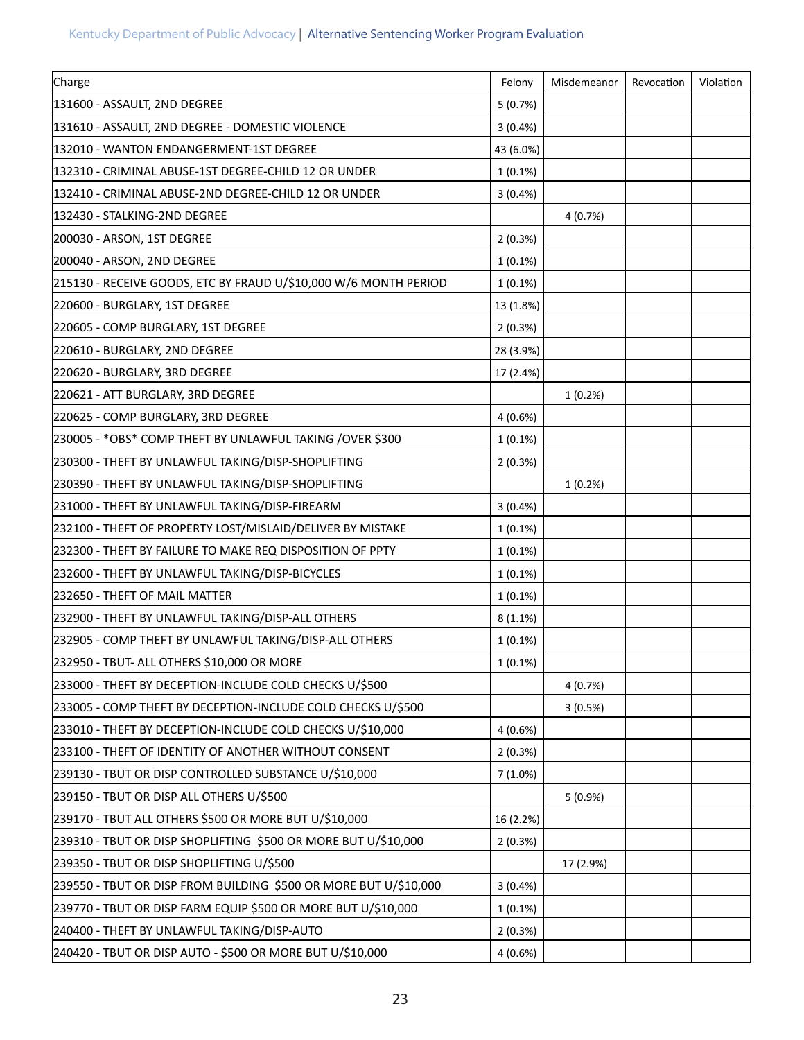| Charge | Felony | Misdemeanor | Revocation | Violation |
|---|---|---|---|---|
| 131600 - ASSAULT, 2ND DEGREE | 5 (0.7%) | | | |
| 131610 - ASSAULT, 2ND DEGREE - DOMESTIC VIOLENCE | 3 (0.4%) | | | |
| 132010 - WANTON ENDANGERMENT-1ST DEGREE | 43 (6.0%) | | | |
| 132310 - CRIMINAL ABUSE-1ST DEGREE-CHILD 12 OR UNDER | 1 (0.1%) | | | |
| 132410 - CRIMINAL ABUSE-2ND DEGREE-CHILD 12 OR UNDER | 3 (0.4%) | | | |
| 132430 - STALKING-2ND DEGREE | | 4 (0.7%) | | |
| 200030 - ARSON, 1ST DEGREE | 2 (0.3%) | | | |
| 200040 - ARSON, 2ND DEGREE | 1 (0.1%) | | | |
| 215130 - RECEIVE GOODS, ETC BY FRAUD U/$10,000 W/6 MONTH PERIOD | 1 (0.1%) | | | |
| 220600 - BURGLARY, 1ST DEGREE | 13 (1.8%) | | | |
| 220605 - COMP BURGLARY, 1ST DEGREE | 2 (0.3%) | | | |
| 220610 - BURGLARY, 2ND DEGREE | 28 (3.9%) | | | |
| 220620 - BURGLARY, 3RD DEGREE | 17 (2.4%) | | | |
| 220621 - ATT BURGLARY, 3RD DEGREE | | 1 (0.2%) | | |
| 220625 - COMP BURGLARY, 3RD DEGREE | 4 (0.6%) | | | |
| 230005 - *OBS* COMP THEFT BY UNLAWFUL TAKING /OVER $300 | 1 (0.1%) | | | |
| 230300 - THEFT BY UNLAWFUL TAKING/DISP-SHOPLIFTING | 2 (0.3%) | | | |
| 230390 - THEFT BY UNLAWFUL TAKING/DISP-SHOPLIFTING | | 1 (0.2%) | | |
| 231000 - THEFT BY UNLAWFUL TAKING/DISP-FIREARM | 3 (0.4%) | | | |
| 232100 - THEFT OF PROPERTY LOST/MISLAID/DELIVER BY MISTAKE | 1 (0.1%) | | | |
| 232300 - THEFT BY FAILURE TO MAKE REQ DISPOSITION OF PPTY | 1 (0.1%) | | | |
| 232600 - THEFT BY UNLAWFUL TAKING/DISP-BICYCLES | 1 (0.1%) | | | |
| 232650 - THEFT OF MAIL MATTER | 1 (0.1%) | | | |
| 232900 - THEFT BY UNLAWFUL TAKING/DISP-ALL OTHERS | 8 (1.1%) | | | |
| 232905 - COMP THEFT BY UNLAWFUL TAKING/DISP-ALL OTHERS | 1 (0.1%) | | | |
| 232950 - TBUT- ALL OTHERS $10,000 OR MORE | 1 (0.1%) | | | |
| 233000 - THEFT BY DECEPTION-INCLUDE COLD CHECKS U/$500 | | 4 (0.7%) | | |
| 233005 - COMP THEFT BY DECEPTION-INCLUDE COLD CHECKS U/$500 | | 3 (0.5%) | | |
| 233010 - THEFT BY DECEPTION-INCLUDE COLD CHECKS U/$10,000 | 4 (0.6%) | | | |
| 233100 - THEFT OF IDENTITY OF ANOTHER WITHOUT CONSENT | 2 (0.3%) | | | |
| 239130 - TBUT OR DISP CONTROLLED SUBSTANCE U/$10,000 | 7 (1.0%) | | | |
| 239150 - TBUT OR DISP ALL OTHERS U/$500 | | 5 (0.9%) | | |
| 239170 - TBUT ALL OTHERS $500 OR MORE BUT U/$10,000 | 16 (2.2%) | | | |
| 239310 - TBUT OR DISP SHOPLIFTING $500 OR MORE BUT U/$10,000 | 2 (0.3%) | | | |
| 239350 - TBUT OR DISP SHOPLIFTING U/$500 | | 17 (2.9%) | | |
| 239550 - TBUT OR DISP FROM BUILDING $500 OR MORE BUT U/$10,000 | 3 (0.4%) | | | |
| 239770 - TBUT OR DISP FARM EQUIP $500 OR MORE BUT U/$10,000 | 1 (0.1%) | | | |
| 240400 - THEFT BY UNLAWFUL TAKING/DISP-AUTO | 2 (0.3%) | | | |
| 240420 - TBUT OR DISP AUTO - $500 OR MORE BUT U/$10,000 | 4 (0.6%) | | | |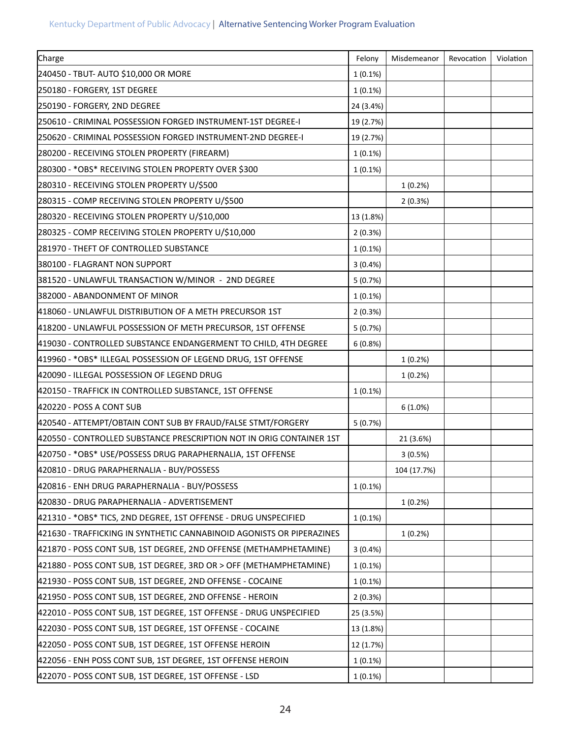| Charge | Felony | Misdemeanor | Revocation | Violation |
|---|---|---|---|---|
| 240450 - TBUT- AUTO $10,000 OR MORE | 1 (0.1%) | | | |
| 250180 - FORGERY, 1ST DEGREE | 1 (0.1%) | | | |
| 250190 - FORGERY, 2ND DEGREE | 24 (3.4%) | | | |
| 250610 - CRIMINAL POSSESSION FORGED INSTRUMENT-1ST DEGREE-I | 19 (2.7%) | | | |
| 250620 - CRIMINAL POSSESSION FORGED INSTRUMENT-2ND DEGREE-I | 19 (2.7%) | | | |
| 280200 - RECEIVING STOLEN PROPERTY (FIREARM) | 1 (0.1%) | | | |
| 280300 - *OBS* RECEIVING STOLEN PROPERTY OVER $300 | 1 (0.1%) | | | |
| 280310 - RECEIVING STOLEN PROPERTY U/$500 | | 1 (0.2%) | | |
| 280315 - COMP RECEIVING STOLEN PROPERTY U/$500 | | 2 (0.3%) | | |
| 280320 - RECEIVING STOLEN PROPERTY U/$10,000 | 13 (1.8%) | | | |
| 280325 - COMP RECEIVING STOLEN PROPERTY U/$10,000 | 2 (0.3%) | | | |
| 281970 - THEFT OF CONTROLLED SUBSTANCE | 1 (0.1%) | | | |
| 380100 - FLAGRANT NON SUPPORT | 3 (0.4%) | | | |
| 381520 - UNLAWFUL TRANSACTION W/MINOR - 2ND DEGREE | 5 (0.7%) | | | |
| 382000 - ABANDONMENT OF MINOR | 1 (0.1%) | | | |
| 418060 - UNLAWFUL DISTRIBUTION OF A METH PRECURSOR 1ST | 2 (0.3%) | | | |
| 418200 - UNLAWFUL POSSESSION OF METH PRECURSOR, 1ST OFFENSE | 5 (0.7%) | | | |
| 419030 - CONTROLLED SUBSTANCE ENDANGERMENT TO CHILD, 4TH DEGREE | 6 (0.8%) | | | |
| 419960 - *OBS* ILLEGAL POSSESSION OF LEGEND DRUG, 1ST OFFENSE | | 1 (0.2%) | | |
| 420090 - ILLEGAL POSSESSION OF LEGEND DRUG | | 1 (0.2%) | | |
| 420150 - TRAFFICK IN CONTROLLED SUBSTANCE, 1ST OFFENSE | 1 (0.1%) | | | |
| 420220 - POSS A CONT SUB | | 6 (1.0%) | | |
| 420540 - ATTEMPT/OBTAIN CONT SUB BY FRAUD/FALSE STMT/FORGERY | 5 (0.7%) | | | |
| 420550 - CONTROLLED SUBSTANCE PRESCRIPTION NOT IN ORIG CONTAINER 1ST | | 21 (3.6%) | | |
| 420750 - *OBS* USE/POSSESS DRUG PARAPHERNALIA, 1ST OFFENSE | | 3 (0.5%) | | |
| 420810 - DRUG PARAPHERNALIA - BUY/POSSESS | | 104 (17.7%) | | |
| 420816 - ENH DRUG PARAPHERNALIA - BUY/POSSESS | 1 (0.1%) | | | |
| 420830 - DRUG PARAPHERNALIA - ADVERTISEMENT | | 1 (0.2%) | | |
| 421310 - *OBS* TICS, 2ND DEGREE, 1ST OFFENSE - DRUG UNSPECIFIED | 1 (0.1%) | | | |
| 421630 - TRAFFICKING IN SYNTHETIC CANNABINOID AGONISTS OR PIPERAZINES | | 1 (0.2%) | | |
| 421870 - POSS CONT SUB, 1ST DEGREE, 2ND OFFENSE (METHAMPHETAMINE) | 3 (0.4%) | | | |
| 421880 - POSS CONT SUB, 1ST DEGREE, 3RD OR > OFF (METHAMPHETAMINE) | 1 (0.1%) | | | |
| 421930 - POSS CONT SUB, 1ST DEGREE, 2ND OFFENSE - COCAINE | 1 (0.1%) | | | |
| 421950 - POSS CONT SUB, 1ST DEGREE, 2ND OFFENSE - HEROIN | 2 (0.3%) | | | |
| 422010 - POSS CONT SUB, 1ST DEGREE, 1ST OFFENSE - DRUG UNSPECIFIED | 25 (3.5%) | | | |
| 422030 - POSS CONT SUB, 1ST DEGREE, 1ST OFFENSE - COCAINE | 13 (1.8%) | | | |
| 422050 - POSS CONT SUB, 1ST DEGREE, 1ST OFFENSE HEROIN | 12 (1.7%) | | | |
| 422056 - ENH POSS CONT SUB, 1ST DEGREE, 1ST OFFENSE HEROIN | 1 (0.1%) | | | |
| 422070 - POSS CONT SUB, 1ST DEGREE, 1ST OFFENSE - LSD | 1 (0.1%) | | | |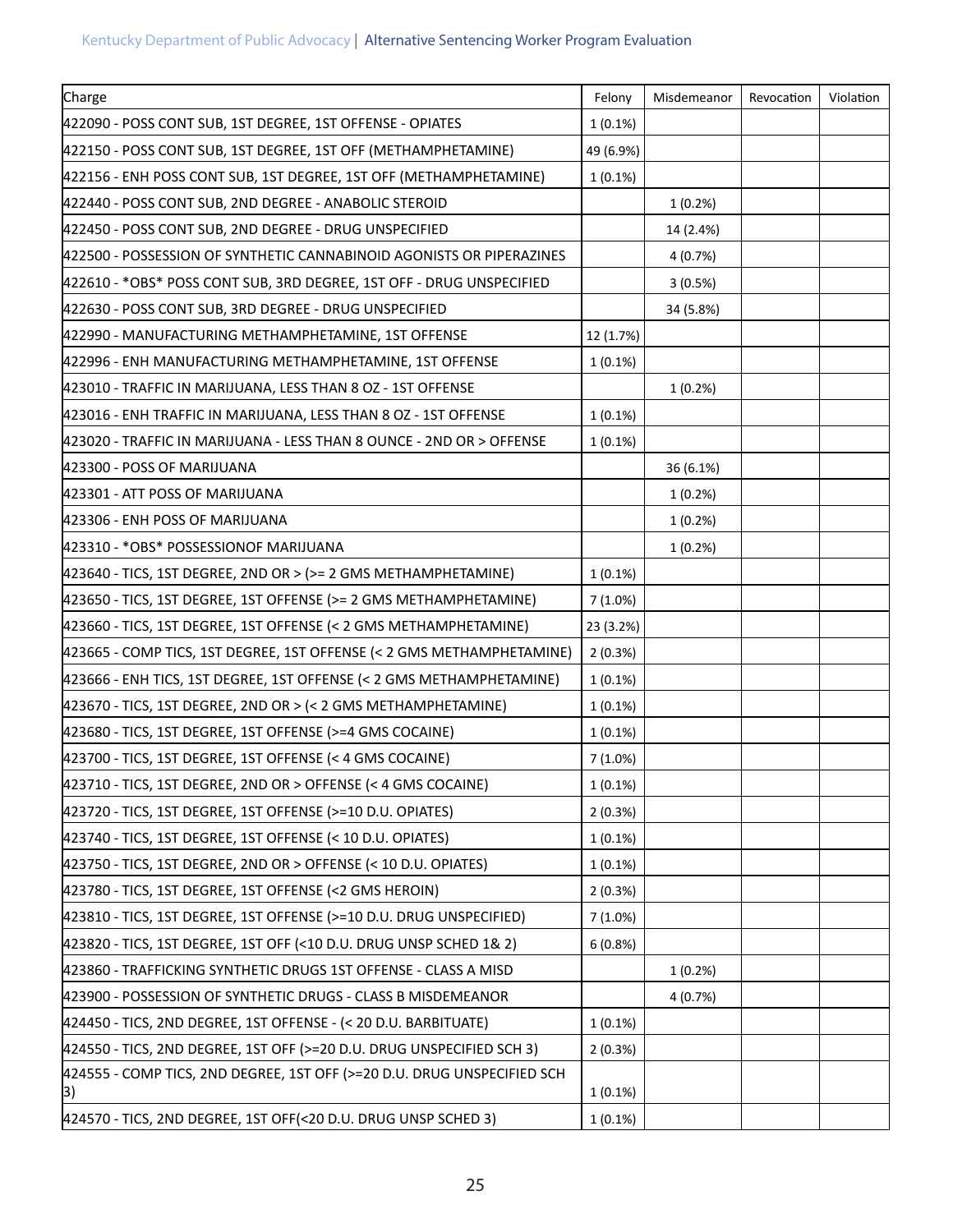| Charge | Felony | Misdemeanor | Revocation | Violation |
|---|---|---|---|---|
| 422090 - POSS CONT SUB, 1ST DEGREE, 1ST OFFENSE - OPIATES | 1 (0.1%) | | | |
| 422150 - POSS CONT SUB, 1ST DEGREE, 1ST OFF (METHAMPHETAMINE) | 49 (6.9%) | | | |
| 422156 - ENH POSS CONT SUB, 1ST DEGREE, 1ST OFF (METHAMPHETAMINE) | 1 (0.1%) | | | |
| 422440 - POSS CONT SUB, 2ND DEGREE - ANABOLIC STEROID | | 1 (0.2%) | | |
| 422450 - POSS CONT SUB, 2ND DEGREE - DRUG UNSPECIFIED | | 14 (2.4%) | | |
| 422500 - POSSESSION OF SYNTHETIC CANNABINOID AGONISTS OR PIPERAZINES | | 4 (0.7%) | | |
| 422610 - *OBS* POSS CONT SUB, 3RD DEGREE, 1ST OFF - DRUG UNSPECIFIED | | 3 (0.5%) | | |
| 422630 - POSS CONT SUB, 3RD DEGREE - DRUG UNSPECIFIED | | 34 (5.8%) | | |
| 422990 - MANUFACTURING METHAMPHETAMINE, 1ST OFFENSE | 12 (1.7%) | | | |
| 422996 - ENH MANUFACTURING METHAMPHETAMINE, 1ST OFFENSE | 1 (0.1%) | | | |
| 423010 - TRAFFIC IN MARIJUANA, LESS THAN 8 OZ - 1ST OFFENSE | | 1 (0.2%) | | |
| 423016 - ENH TRAFFIC IN MARIJUANA, LESS THAN 8 OZ - 1ST OFFENSE | 1 (0.1%) | | | |
| 423020 - TRAFFIC IN MARIJUANA - LESS THAN 8 OUNCE - 2ND OR > OFFENSE | 1 (0.1%) | | | |
| 423300 - POSS OF MARIJUANA | | 36 (6.1%) | | |
| 423301 - ATT POSS OF MARIJUANA | | 1 (0.2%) | | |
| 423306 - ENH POSS OF MARIJUANA | | 1 (0.2%) | | |
| 423310 - *OBS* POSSESSIONOF MARIJUANA | | 1 (0.2%) | | |
| 423640 - TICS, 1ST DEGREE, 2ND OR > (>= 2 GMS METHAMPHETAMINE) | 1 (0.1%) | | | |
| 423650 - TICS, 1ST DEGREE, 1ST OFFENSE (>= 2 GMS METHAMPHETAMINE) | 7 (1.0%) | | | |
| 423660 - TICS, 1ST DEGREE, 1ST OFFENSE (< 2 GMS METHAMPHETAMINE) | 23 (3.2%) | | | |
| 423665 - COMP TICS, 1ST DEGREE, 1ST OFFENSE (< 2 GMS METHAMPHETAMINE) | 2 (0.3%) | | | |
| 423666 - ENH TICS, 1ST DEGREE, 1ST OFFENSE (< 2 GMS METHAMPHETAMINE) | 1 (0.1%) | | | |
| 423670 - TICS, 1ST DEGREE, 2ND OR > (< 2 GMS METHAMPHETAMINE) | 1 (0.1%) | | | |
| 423680 - TICS, 1ST DEGREE, 1ST OFFENSE (>=4 GMS COCAINE) | 1 (0.1%) | | | |
| 423700 - TICS, 1ST DEGREE, 1ST OFFENSE (< 4 GMS COCAINE) | 7 (1.0%) | | | |
| 423710 - TICS, 1ST DEGREE, 2ND OR > OFFENSE (< 4 GMS COCAINE) | 1 (0.1%) | | | |
| 423720 - TICS, 1ST DEGREE, 1ST OFFENSE (>=10 D.U. OPIATES) | 2 (0.3%) | | | |
| 423740 - TICS, 1ST DEGREE, 1ST OFFENSE (< 10 D.U. OPIATES) | 1 (0.1%) | | | |
| 423750 - TICS, 1ST DEGREE, 2ND OR > OFFENSE (< 10 D.U. OPIATES) | 1 (0.1%) | | | |
| 423780 - TICS, 1ST DEGREE, 1ST OFFENSE (<2 GMS HEROIN) | 2 (0.3%) | | | |
| 423810 - TICS, 1ST DEGREE, 1ST OFFENSE (>=10 D.U. DRUG UNSPECIFIED) | 7 (1.0%) | | | |
| 423820 - TICS, 1ST DEGREE, 1ST OFF (<10 D.U. DRUG UNSP SCHED 1& 2) | 6 (0.8%) | | | |
| 423860 - TRAFFICKING SYNTHETIC DRUGS 1ST OFFENSE - CLASS A MISD | | 1 (0.2%) | | |
| 423900 - POSSESSION OF SYNTHETIC DRUGS - CLASS B MISDEMEANOR | | 4 (0.7%) | | |
| 424450 - TICS, 2ND DEGREE, 1ST OFFENSE - (< 20 D.U. BARBITUATE) | 1 (0.1%) | | | |
| 424550 - TICS, 2ND DEGREE, 1ST OFF (>=20 D.U. DRUG UNSPECIFIED SCH 3) | 2 (0.3%) | | | |
| 424555 - COMP TICS, 2ND DEGREE, 1ST OFF (>=20 D.U. DRUG UNSPECIFIED SCH 3) | 1 (0.1%) | | | |
| 424570 - TICS, 2ND DEGREE, 1ST OFF(<20 D.U. DRUG UNSP SCHED 3) | 1 (0.1%) | | | |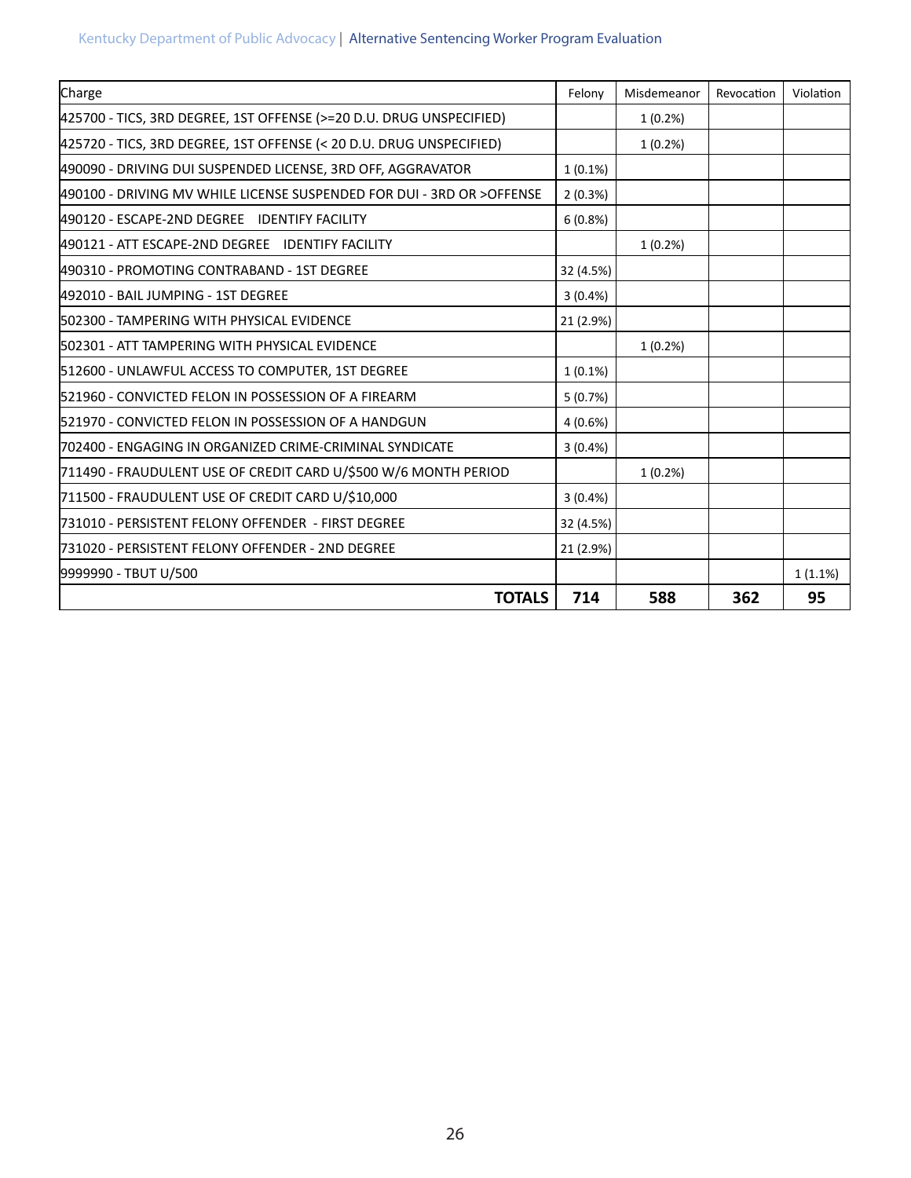| Charge | Felony | Misdemeanor | Revocation | Violation |
|---|---|---|---|---|
| 425700 - TICS, 3RD DEGREE, 1ST OFFENSE (>=20 D.U. DRUG UNSPECIFIED) | | 1 (0.2%) | | |
| 425720 - TICS, 3RD DEGREE, 1ST OFFENSE (< 20 D.U. DRUG UNSPECIFIED) | | 1 (0.2%) | | |
| 490090 - DRIVING DUI SUSPENDED LICENSE, 3RD OFF, AGGRAVATOR | 1 (0.1%) | | | |
| 490100 - DRIVING MV WHILE LICENSE SUSPENDED FOR DUI - 3RD OR >OFFENSE | 2 (0.3%) | | | |
| 490120 - ESCAPE-2ND DEGREE IDENTIFY FACILITY | 6 (0.8%) | | | |
| 490121 - ATT ESCAPE-2ND DEGREE IDENTIFY FACILITY | | 1 (0.2%) | | |
| 490310 - PROMOTING CONTRABAND - 1ST DEGREE | 32 (4.5%) | | | |
| 492010 - BAIL JUMPING - 1ST DEGREE | 3 (0.4%) | | | |
| 502300 - TAMPERING WITH PHYSICAL EVIDENCE | 21 (2.9%) | | | |
| 502301 - ATT TAMPERING WITH PHYSICAL EVIDENCE | | 1 (0.2%) | | |
| 512600 - UNLAWFUL ACCESS TO COMPUTER, 1ST DEGREE | 1 (0.1%) | | | |
| 521960 - CONVICTED FELON IN POSSESSION OF A FIREARM | 5 (0.7%) | | | |
| 521970 - CONVICTED FELON IN POSSESSION OF A HANDGUN | 4 (0.6%) | | | |
| 702400 - ENGAGING IN ORGANIZED CRIME-CRIMINAL SYNDICATE | 3 (0.4%) | | | |
| 711490 - FRAUDULENT USE OF CREDIT CARD U/$500 W/6 MONTH PERIOD | | 1 (0.2%) | | |
| 711500 - FRAUDULENT USE OF CREDIT CARD U/$10,000 | 3 (0.4%) | | | |
| 731010 - PERSISTENT FELONY OFFENDER - FIRST DEGREE | 32 (4.5%) | | | |
| 731020 - PERSISTENT FELONY OFFENDER - 2ND DEGREE | 21 (2.9%) | | | |
| 9999990 - TBUT U/500 | | | | 1 (1.1%) |
| **TOTALS** | **714** | **588** | **362** | **95** |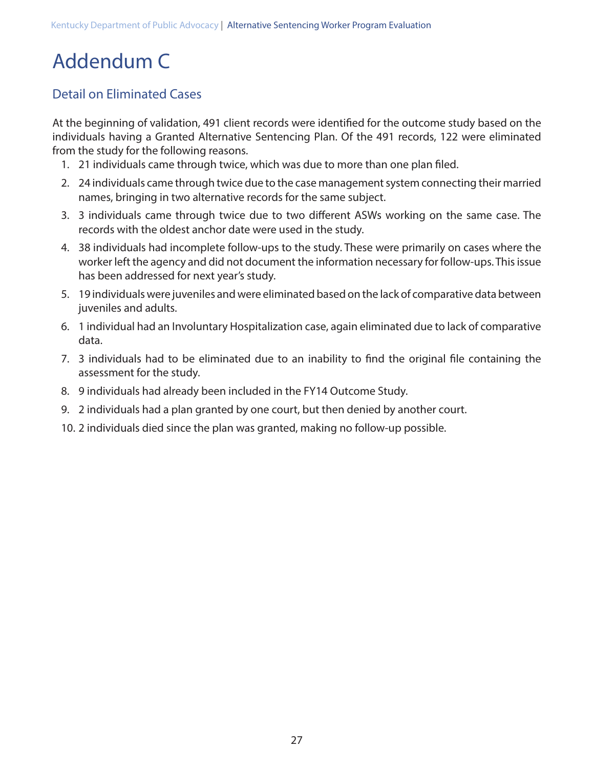# Addendum C

## Detail on Eliminated Cases

At the beginning of validation, 491 client records were identified for the outcome study based on the individuals having a Granted Alternative Sentencing Plan. Of the 491 records, 122 were eliminated from the study for the following reasons.

1. 21 individuals came through twice, which was due to more than one plan filed.
2. 24 individuals came through twice due to the case management system connecting their married names, bringing in two alternative records for the same subject.
3. 3 individuals came through twice due to two different ASWs working on the same case. The records with the oldest anchor date were used in the study.
4. 38 individuals had incomplete follow-ups to the study. These were primarily on cases where the worker left the agency and did not document the information necessary for follow-ups. This issue has been addressed for next year's study.
5. 19 individuals were juveniles and were eliminated based on the lack of comparative data between juveniles and adults.
6. 1 individual had an Involuntary Hospitalization case, again eliminated due to lack of comparative data.
7. 3 individuals had to be eliminated due to an inability to find the original file containing the assessment for the study.
8. 9 individuals had already been included in the FY14 Outcome Study.
9. 2 individuals had a plan granted by one court, but then denied by another court.
10. 2 individuals died since the plan was granted, making no follow-up possible.